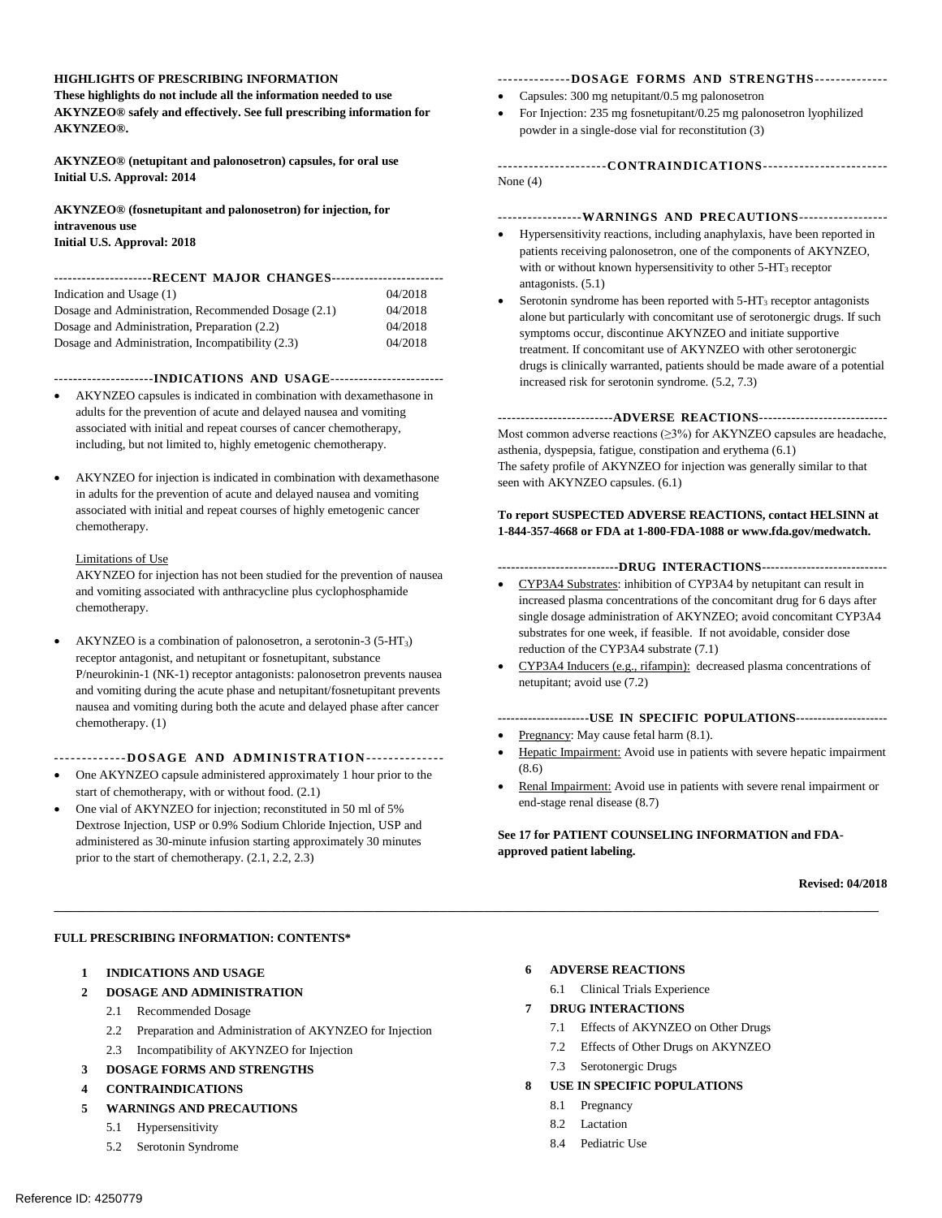**HIGHLIGHTS OF PRESCRIBING INFORMATION**
**These highlights do not include all the information needed to use AKYNZEO® safely and effectively. See full prescribing information for AKYNZEO®.**

**AKYNZEO® (netupitant and palonosetron) capsules, for oral use**
**Initial U.S. Approval: 2014**

**AKYNZEO® (fosnetupitant and palonosetron) for injection, for intravenous use**
**Initial U.S. Approval: 2018**

## RECENT MAJOR CHANGES

| | |
|---|---|
| Indication and Usage (1) | 04/2018 |
| Dosage and Administration, Recommended Dosage (2.1) | 04/2018 |
| Dosage and Administration, Preparation (2.2) | 04/2018 |
| Dosage and Administration, Incompatibility (2.3) | 04/2018 |

## INDICATIONS AND USAGE

- AKYNZEO capsules is indicated in combination with dexamethasone in adults for the prevention of acute and delayed nausea and vomiting associated with initial and repeat courses of cancer chemotherapy, including, but not limited to, highly emetogenic chemotherapy.
- AKYNZEO for injection is indicated in combination with dexamethasone in adults for the prevention of acute and delayed nausea and vomiting associated with initial and repeat courses of highly emetogenic cancer chemotherapy.

  Limitations of Use
  AKYNZEO for injection has not been studied for the prevention of nausea and vomiting associated with anthracycline plus cyclophosphamide chemotherapy.

- AKYNZEO is a combination of palonosetron, a serotonin-3 (5-$HT_3$) receptor antagonist, and netupitant or fosnetupitant, substance P/neurokinin-1 (NK-1) receptor antagonists: palonosetron prevents nausea and vomiting during the acute phase and netupitant/fosnetupitant prevents nausea and vomiting during both the acute and delayed phase after cancer chemotherapy. (1)

## DOSAGE AND ADMINISTRATION

- One AKYNZEO capsule administered approximately 1 hour prior to the start of chemotherapy, with or without food. (2.1)
- One vial of AKYNZEO for injection; reconstituted in 50 ml of 5% Dextrose Injection, USP or 0.9% Sodium Chloride Injection, USP and administered as 30-minute infusion starting approximately 30 minutes prior to the start of chemotherapy. (2.1, 2.2, 2.3)

## DOSAGE FORMS AND STRENGTHS

- Capsules: 300 mg netupitant/0.5 mg palonosetron
- For Injection: 235 mg fosnetupitant/0.25 mg palonosetron lyophilized powder in a single-dose vial for reconstitution (3)

## CONTRAINDICATIONS

None (4)

## WARNINGS AND PRECAUTIONS

- Hypersensitivity reactions, including anaphylaxis, have been reported in patients receiving palonosetron, one of the components of AKYNZEO, with or without known hypersensitivity to other 5-$HT_3$ receptor antagonists. (5.1)
- Serotonin syndrome has been reported with 5-$HT_3$ receptor antagonists alone but particularly with concomitant use of serotonergic drugs. If such symptoms occur, discontinue AKYNZEO and initiate supportive treatment. If concomitant use of AKYNZEO with other serotonergic drugs is clinically warranted, patients should be made aware of a potential increased risk for serotonin syndrome. (5.2, 7.3)

## ADVERSE REACTIONS

Most common adverse reactions (≥3%) for AKYNZEO capsules are headache, asthenia, dyspepsia, fatigue, constipation and erythema (6.1)
The safety profile of AKYNZEO for injection was generally similar to that seen with AKYNZEO capsules. (6.1)

**To report SUSPECTED ADVERSE REACTIONS, contact HELSINN at 1-844-357-4668 or FDA at 1-800-FDA-1088 or www.fda.gov/medwatch.**

## DRUG INTERACTIONS

- CYP3A4 Substrates: inhibition of CYP3A4 by netupitant can result in increased plasma concentrations of the concomitant drug for 6 days after single dosage administration of AKYNZEO; avoid concomitant CYP3A4 substrates for one week, if feasible. If not avoidable, consider dose reduction of the CYP3A4 substrate (7.1)
- CYP3A4 Inducers (e.g., rifampin): decreased plasma concentrations of netupitant; avoid use (7.2)

## USE IN SPECIFIC POPULATIONS

- Pregnancy: May cause fetal harm (8.1).
- Hepatic Impairment: Avoid use in patients with severe hepatic impairment (8.6)
- Renal Impairment: Avoid use in patients with severe renal impairment or end-stage renal disease (8.7)

**See 17 for PATIENT COUNSELING INFORMATION and FDA-approved patient labeling.**

**Revised: 04/2018**

---

## FULL PRESCRIBING INFORMATION: CONTENTS*

**1 INDICATIONS AND USAGE**
**2 DOSAGE AND ADMINISTRATION**
- 2.1 Recommended Dosage
- 2.2 Preparation and Administration of AKYNZEO for Injection
- 2.3 Incompatibility of AKYNZEO for Injection

**3 DOSAGE FORMS AND STRENGTHS**
**4 CONTRAINDICATIONS**
**5 WARNINGS AND PRECAUTIONS**
- 5.1 Hypersensitivity
- 5.2 Serotonin Syndrome

**6 ADVERSE REACTIONS**
- 6.1 Clinical Trials Experience

**7 DRUG INTERACTIONS**
- 7.1 Effects of AKYNZEO on Other Drugs
- 7.2 Effects of Other Drugs on AKYNZEO
- 7.3 Serotonergic Drugs

**8 USE IN SPECIFIC POPULATIONS**
- 8.1 Pregnancy
- 8.2 Lactation
- 8.4 Pediatric Use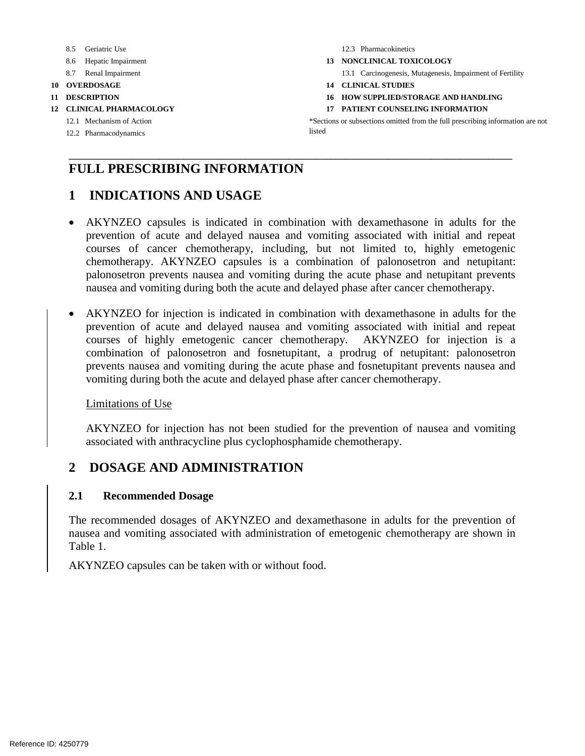8.5 Geriatric Use
8.6 Hepatic Impairment
8.7 Renal Impairment
**10 OVERDOSAGE**
**11 DESCRIPTION**
**12 CLINICAL PHARMACOLOGY**
12.1 Mechanism of Action
12.2 Pharmacodynamics
12.3 Pharmacokinetics
**13 NONCLINICAL TOXICOLOGY**
13.1 Carcinogenesis, Mutagenesis, Impairment of Fertility
**14 CLINICAL STUDIES**
**16 HOW SUPPLIED/STORAGE AND HANDLING**
**17 PATIENT COUNSELING INFORMATION**

*Sections or subsections omitted from the full prescribing information are not listed

---

# FULL PRESCRIBING INFORMATION

## 1 INDICATIONS AND USAGE

- AKYNZEO capsules is indicated in combination with dexamethasone in adults for the prevention of acute and delayed nausea and vomiting associated with initial and repeat courses of cancer chemotherapy, including, but not limited to, highly emetogenic chemotherapy. AKYNZEO capsules is a combination of palonosetron and netupitant: palonosetron prevents nausea and vomiting during the acute phase and netupitant prevents nausea and vomiting during both the acute and delayed phase after cancer chemotherapy.
- AKYNZEO for injection is indicated in combination with dexamethasone in adults for the prevention of acute and delayed nausea and vomiting associated with initial and repeat courses of highly emetogenic cancer chemotherapy. AKYNZEO for injection is a combination of palonosetron and fosnetupitant, a prodrug of netupitant: palonosetron prevents nausea and vomiting during the acute phase and fosnetupitant prevents nausea and vomiting during both the acute and delayed phase after cancer chemotherapy.

  Limitations of Use

  AKYNZEO for injection has not been studied for the prevention of nausea and vomiting associated with anthracycline plus cyclophosphamide chemotherapy.

## 2 DOSAGE AND ADMINISTRATION

### 2.1 Recommended Dosage

The recommended dosages of AKYNZEO and dexamethasone in adults for the prevention of nausea and vomiting associated with administration of emetogenic chemotherapy are shown in Table 1.

AKYNZEO capsules can be taken with or without food.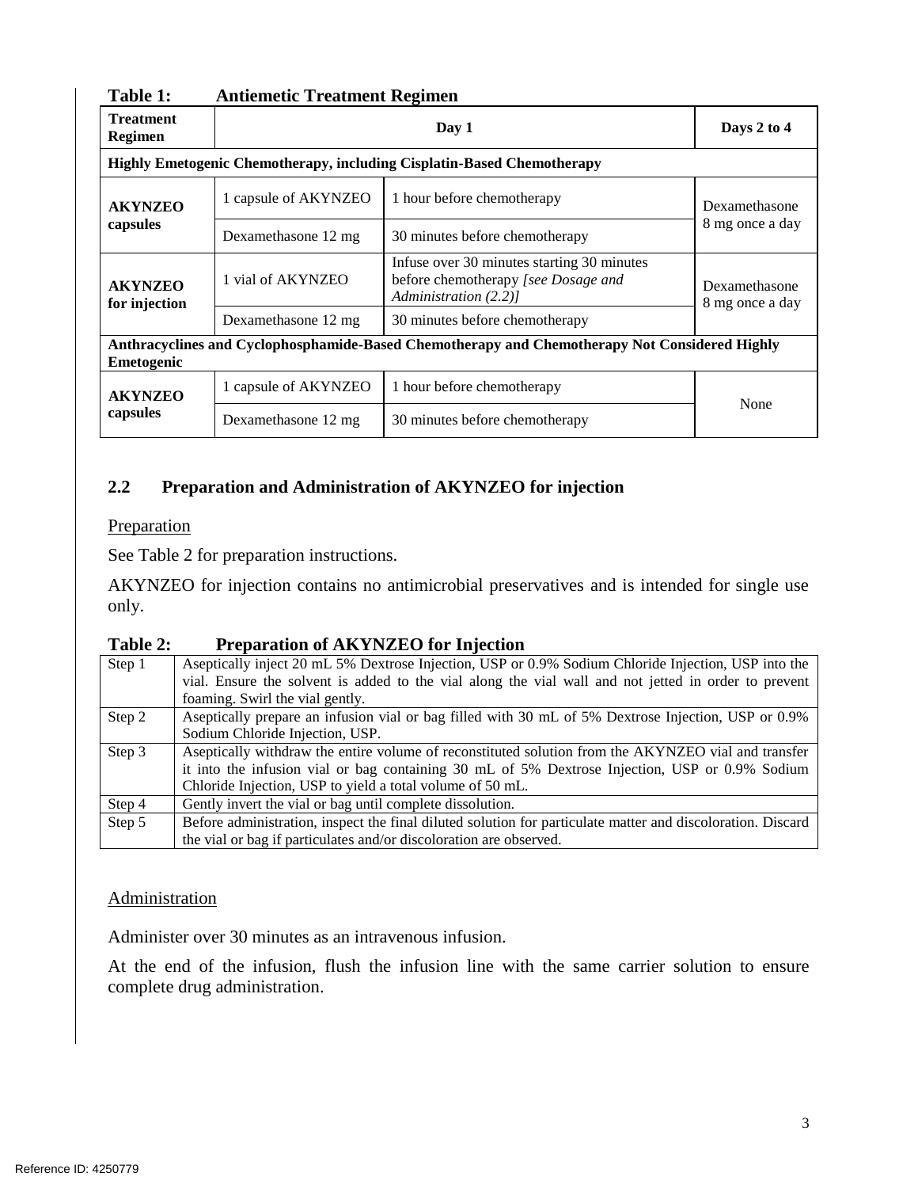**Table 1: Antiemetic Treatment Regimen**

| Treatment Regimen | Day 1 | | Days 2 to 4 |
|---|---|---|---|
| **Highly Emetogenic Chemotherapy, including Cisplatin-Based Chemotherapy** | | | |
| **AKYNZEO capsules** | 1 capsule of AKYNZEO | 1 hour before chemotherapy | Dexamethasone 8 mg once a day |
| | Dexamethasone 12 mg | 30 minutes before chemotherapy | |
| **AKYNZEO for injection** | 1 vial of AKYNZEO | Infuse over 30 minutes starting 30 minutes before chemotherapy *[see Dosage and Administration (2.2)]* | Dexamethasone 8 mg once a day |
| | Dexamethasone 12 mg | 30 minutes before chemotherapy | |
| **Anthracyclines and Cyclophosphamide-Based Chemotherapy and Chemotherapy Not Considered Highly Emetogenic** | | | |
| **AKYNZEO capsules** | 1 capsule of AKYNZEO | 1 hour before chemotherapy | None |
| | Dexamethasone 12 mg | 30 minutes before chemotherapy | |

## 2.2 Preparation and Administration of AKYNZEO for injection

Preparation

See Table 2 for preparation instructions.

AKYNZEO for injection contains no antimicrobial preservatives and is intended for single use only.

**Table 2: Preparation of AKYNZEO for Injection**

| | |
|---|---|
| Step 1 | Aseptically inject 20 mL 5% Dextrose Injection, USP or 0.9% Sodium Chloride Injection, USP into the vial. Ensure the solvent is added to the vial along the vial wall and not jetted in order to prevent foaming. Swirl the vial gently. |
| Step 2 | Aseptically prepare an infusion vial or bag filled with 30 mL of 5% Dextrose Injection, USP or 0.9% Sodium Chloride Injection, USP. |
| Step 3 | Aseptically withdraw the entire volume of reconstituted solution from the AKYNZEO vial and transfer it into the infusion vial or bag containing 30 mL of 5% Dextrose Injection, USP or 0.9% Sodium Chloride Injection, USP to yield a total volume of 50 mL. |
| Step 4 | Gently invert the vial or bag until complete dissolution. |
| Step 5 | Before administration, inspect the final diluted solution for particulate matter and discoloration. Discard the vial or bag if particulates and/or discoloration are observed. |

Administration

Administer over 30 minutes as an intravenous infusion.

At the end of the infusion, flush the infusion line with the same carrier solution to ensure complete drug administration.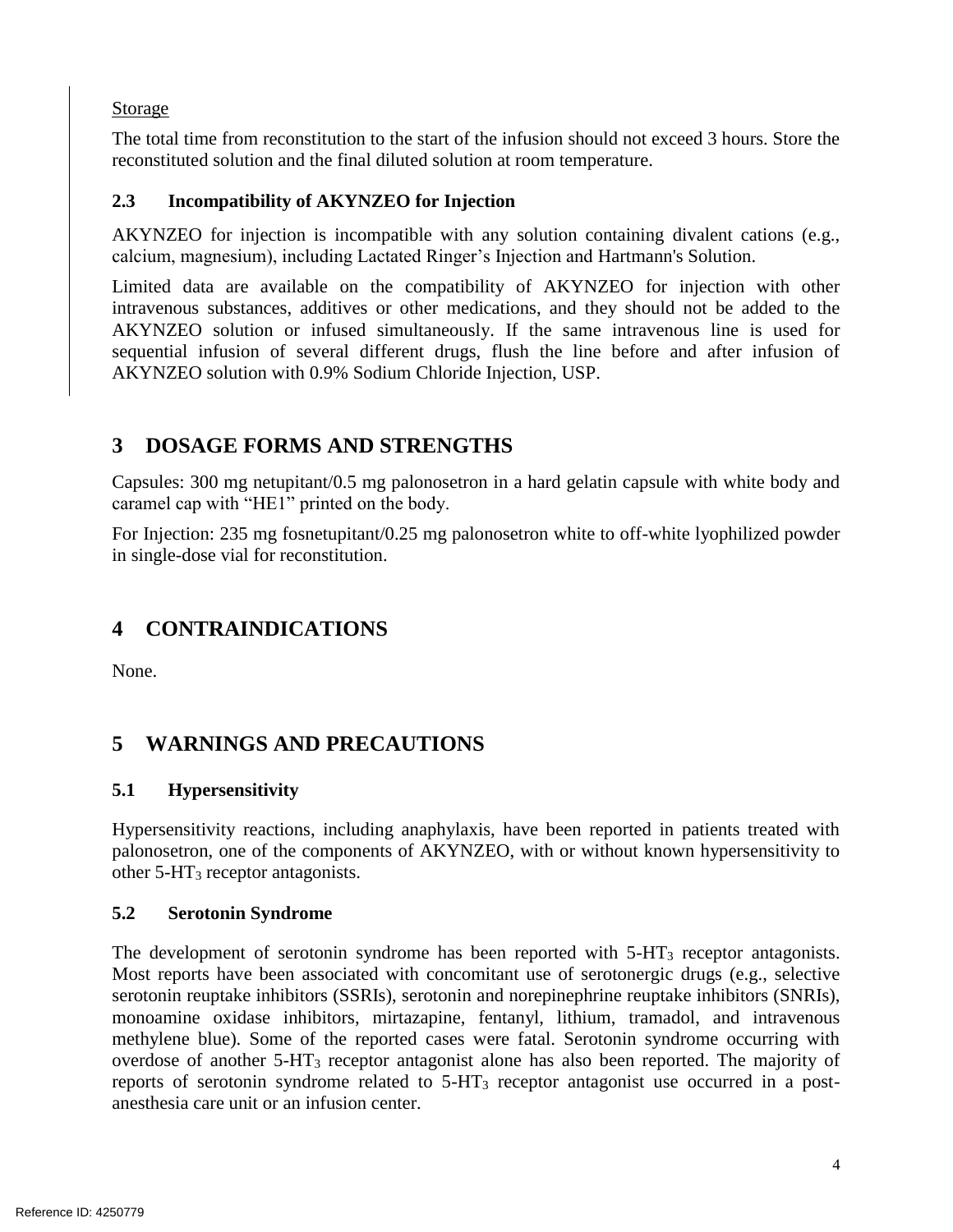Storage

The total time from reconstitution to the start of the infusion should not exceed 3 hours. Store the reconstituted solution and the final diluted solution at room temperature.

### 2.3 Incompatibility of AKYNZEO for Injection

AKYNZEO for injection is incompatible with any solution containing divalent cations (e.g., calcium, magnesium), including Lactated Ringer's Injection and Hartmann's Solution.

Limited data are available on the compatibility of AKYNZEO for injection with other intravenous substances, additives or other medications, and they should not be added to the AKYNZEO solution or infused simultaneously. If the same intravenous line is used for sequential infusion of several different drugs, flush the line before and after infusion of AKYNZEO solution with 0.9% Sodium Chloride Injection, USP.

## 3 DOSAGE FORMS AND STRENGTHS

Capsules: 300 mg netupitant/0.5 mg palonosetron in a hard gelatin capsule with white body and caramel cap with "HE1" printed on the body.

For Injection: 235 mg fosnetupitant/0.25 mg palonosetron white to off-white lyophilized powder in single-dose vial for reconstitution.

## 4 CONTRAINDICATIONS

None.

## 5 WARNINGS AND PRECAUTIONS

### 5.1 Hypersensitivity

Hypersensitivity reactions, including anaphylaxis, have been reported in patients treated with palonosetron, one of the components of AKYNZEO, with or without known hypersensitivity to other 5-$HT_3$ receptor antagonists.

### 5.2 Serotonin Syndrome

The development of serotonin syndrome has been reported with 5-$HT_3$ receptor antagonists. Most reports have been associated with concomitant use of serotonergic drugs (e.g., selective serotonin reuptake inhibitors (SSRIs), serotonin and norepinephrine reuptake inhibitors (SNRIs), monoamine oxidase inhibitors, mirtazapine, fentanyl, lithium, tramadol, and intravenous methylene blue). Some of the reported cases were fatal. Serotonin syndrome occurring with overdose of another 5-$HT_3$ receptor antagonist alone has also been reported. The majority of reports of serotonin syndrome related to 5-$HT_3$ receptor antagonist use occurred in a post-anesthesia care unit or an infusion center.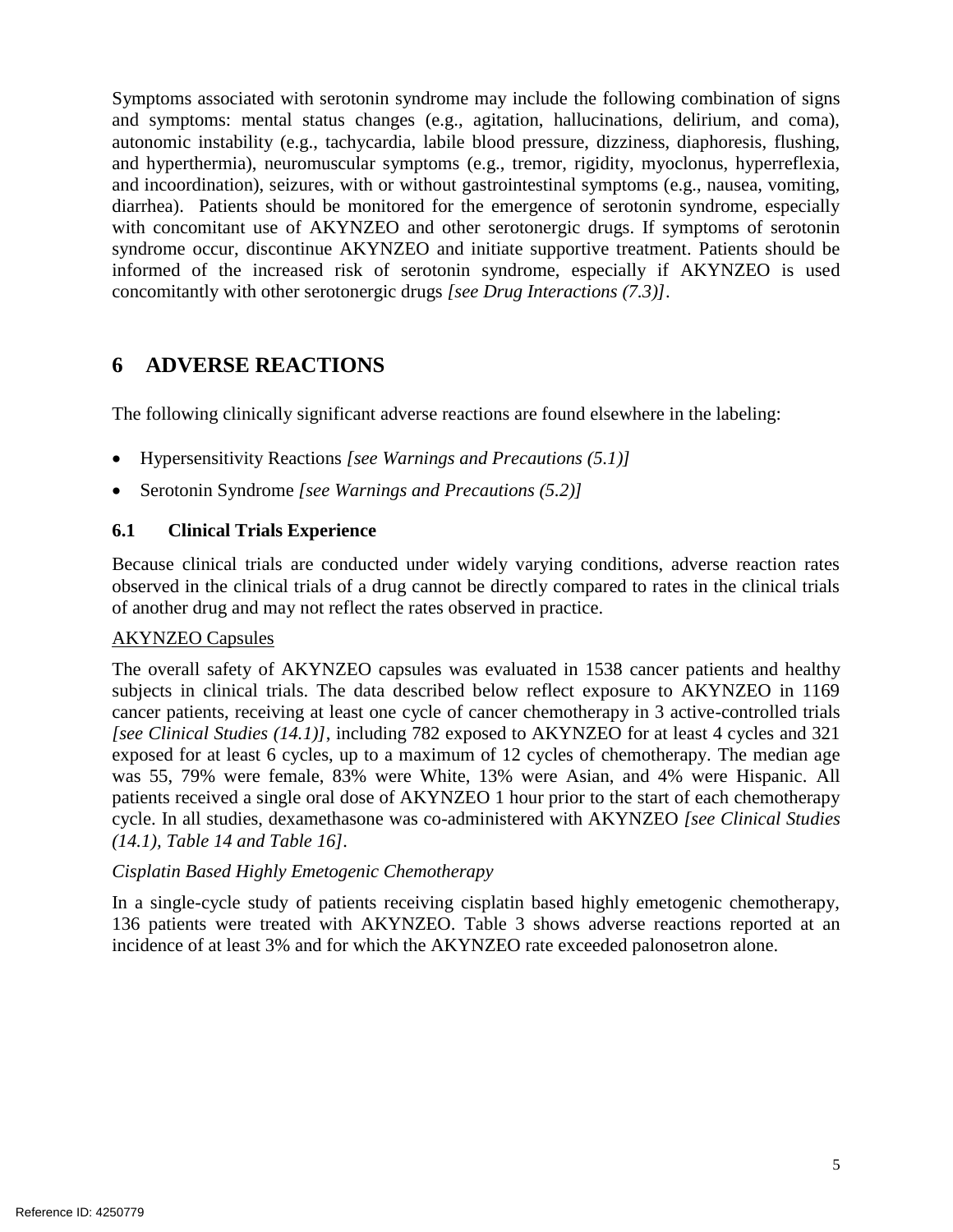Symptoms associated with serotonin syndrome may include the following combination of signs and symptoms: mental status changes (e.g., agitation, hallucinations, delirium, and coma), autonomic instability (e.g., tachycardia, labile blood pressure, dizziness, diaphoresis, flushing, and hyperthermia), neuromuscular symptoms (e.g., tremor, rigidity, myoclonus, hyperreflexia, and incoordination), seizures, with or without gastrointestinal symptoms (e.g., nausea, vomiting, diarrhea). Patients should be monitored for the emergence of serotonin syndrome, especially with concomitant use of AKYNZEO and other serotonergic drugs. If symptoms of serotonin syndrome occur, discontinue AKYNZEO and initiate supportive treatment. Patients should be informed of the increased risk of serotonin syndrome, especially if AKYNZEO is used concomitantly with other serotonergic drugs *[see Drug Interactions (7.3)]*.

# 6 ADVERSE REACTIONS

The following clinically significant adverse reactions are found elsewhere in the labeling:

- Hypersensitivity Reactions *[see Warnings and Precautions (5.1)]*
- Serotonin Syndrome *[see Warnings and Precautions (5.2)]*

## 6.1 Clinical Trials Experience

Because clinical trials are conducted under widely varying conditions, adverse reaction rates observed in the clinical trials of a drug cannot be directly compared to rates in the clinical trials of another drug and may not reflect the rates observed in practice.

AKYNZEO Capsules

The overall safety of AKYNZEO capsules was evaluated in 1538 cancer patients and healthy subjects in clinical trials. The data described below reflect exposure to AKYNZEO in 1169 cancer patients, receiving at least one cycle of cancer chemotherapy in 3 active-controlled trials *[see Clinical Studies (14.1)]*, including 782 exposed to AKYNZEO for at least 4 cycles and 321 exposed for at least 6 cycles, up to a maximum of 12 cycles of chemotherapy. The median age was 55, 79% were female, 83% were White, 13% were Asian, and 4% were Hispanic. All patients received a single oral dose of AKYNZEO 1 hour prior to the start of each chemotherapy cycle. In all studies, dexamethasone was co-administered with AKYNZEO *[see Clinical Studies (14.1), Table 14 and Table 16]*.

*Cisplatin Based Highly Emetogenic Chemotherapy*

In a single-cycle study of patients receiving cisplatin based highly emetogenic chemotherapy, 136 patients were treated with AKYNZEO. Table 3 shows adverse reactions reported at an incidence of at least 3% and for which the AKYNZEO rate exceeded palonosetron alone.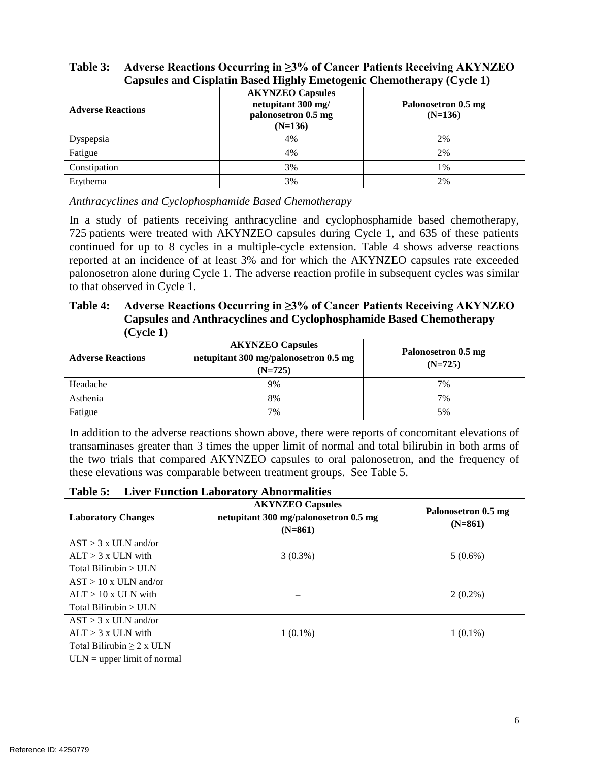**Table 3: Adverse Reactions Occurring in ≥3% of Cancer Patients Receiving AKYNZEO Capsules and Cisplatin Based Highly Emetogenic Chemotherapy (Cycle 1)**

| Adverse Reactions | AKYNZEO Capsules netupitant 300 mg/ palonosetron 0.5 mg (N=136) | Palonosetron 0.5 mg (N=136) |
|---|---|---|
| Dyspepsia | 4% | 2% |
| Fatigue | 4% | 2% |
| Constipation | 3% | 1% |
| Erythema | 3% | 2% |

*Anthracyclines and Cyclophosphamide Based Chemotherapy*

In a study of patients receiving anthracycline and cyclophosphamide based chemotherapy, 725 patients were treated with AKYNZEO capsules during Cycle 1, and 635 of these patients continued for up to 8 cycles in a multiple-cycle extension. Table 4 shows adverse reactions reported at an incidence of at least 3% and for which the AKYNZEO capsules rate exceeded palonosetron alone during Cycle 1. The adverse reaction profile in subsequent cycles was similar to that observed in Cycle 1.

**Table 4: Adverse Reactions Occurring in ≥3% of Cancer Patients Receiving AKYNZEO Capsules and Anthracyclines and Cyclophosphamide Based Chemotherapy (Cycle 1)**

| Adverse Reactions | AKYNZEO Capsules netupitant 300 mg/palonosetron 0.5 mg (N=725) | Palonosetron 0.5 mg (N=725) |
|---|---|---|
| Headache | 9% | 7% |
| Asthenia | 8% | 7% |
| Fatigue | 7% | 5% |

In addition to the adverse reactions shown above, there were reports of concomitant elevations of transaminases greater than 3 times the upper limit of normal and total bilirubin in both arms of the two trials that compared AKYNZEO capsules to oral palonosetron, and the frequency of these elevations was comparable between treatment groups. See Table 5.

**Table 5: Liver Function Laboratory Abnormalities**

| Laboratory Changes | AKYNZEO Capsules netupitant 300 mg/palonosetron 0.5 mg (N=861) | Palonosetron 0.5 mg (N=861) |
|---|---|---|
| AST > 3 x ULN and/or ALT > 3 x ULN with Total Bilirubin > ULN | 3 (0.3%) | 5 (0.6%) |
| AST > 10 x ULN and/or ALT > 10 x ULN with Total Bilirubin > ULN | – | 2 (0.2%) |
| AST > 3 x ULN and/or ALT > 3 x ULN with Total Bilirubin ≥ 2 x ULN | 1 (0.1%) | 1 (0.1%) |

ULN = upper limit of normal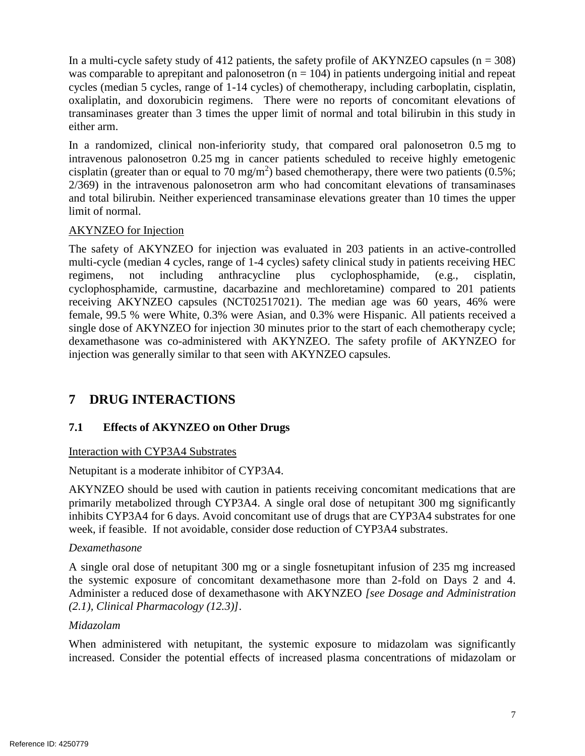In a multi-cycle safety study of 412 patients, the safety profile of AKYNZEO capsules (n = 308) was comparable to aprepitant and palonosetron (n = 104) in patients undergoing initial and repeat cycles (median 5 cycles, range of 1-14 cycles) of chemotherapy, including carboplatin, cisplatin, oxaliplatin, and doxorubicin regimens. There were no reports of concomitant elevations of transaminases greater than 3 times the upper limit of normal and total bilirubin in this study in either arm.

In a randomized, clinical non-inferiority study, that compared oral palonosetron 0.5 mg to intravenous palonosetron 0.25 mg in cancer patients scheduled to receive highly emetogenic cisplatin (greater than or equal to 70 $mg/m^2$) based chemotherapy, there were two patients (0.5%; 2/369) in the intravenous palonosetron arm who had concomitant elevations of transaminases and total bilirubin. Neither experienced transaminase elevations greater than 10 times the upper limit of normal.

AKYNZEO for Injection

The safety of AKYNZEO for injection was evaluated in 203 patients in an active-controlled multi-cycle (median 4 cycles, range of 1-4 cycles) safety clinical study in patients receiving HEC regimens, not including anthracycline plus cyclophosphamide, (e.g., cisplatin, cyclophosphamide, carmustine, dacarbazine and mechloretamine) compared to 201 patients receiving AKYNZEO capsules (NCT02517021). The median age was 60 years, 46% were female, 99.5 % were White, 0.3% were Asian, and 0.3% were Hispanic. All patients received a single dose of AKYNZEO for injection 30 minutes prior to the start of each chemotherapy cycle; dexamethasone was co-administered with AKYNZEO. The safety profile of AKYNZEO for injection was generally similar to that seen with AKYNZEO capsules.

# 7 DRUG INTERACTIONS

## 7.1 Effects of AKYNZEO on Other Drugs

Interaction with CYP3A4 Substrates

Netupitant is a moderate inhibitor of CYP3A4.

AKYNZEO should be used with caution in patients receiving concomitant medications that are primarily metabolized through CYP3A4. A single oral dose of netupitant 300 mg significantly inhibits CYP3A4 for 6 days. Avoid concomitant use of drugs that are CYP3A4 substrates for one week, if feasible. If not avoidable, consider dose reduction of CYP3A4 substrates.

*Dexamethasone*

A single oral dose of netupitant 300 mg or a single fosnetupitant infusion of 235 mg increased the systemic exposure of concomitant dexamethasone more than 2-fold on Days 2 and 4. Administer a reduced dose of dexamethasone with AKYNZEO *[see Dosage and Administration (2.1), Clinical Pharmacology (12.3)]*.

*Midazolam*

When administered with netupitant, the systemic exposure to midazolam was significantly increased. Consider the potential effects of increased plasma concentrations of midazolam or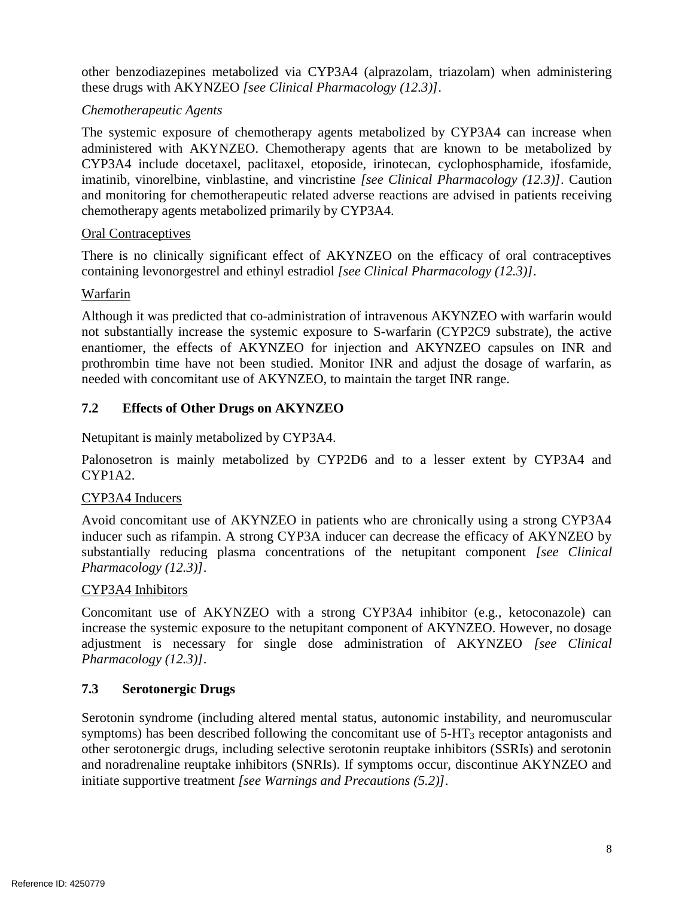other benzodiazepines metabolized via CYP3A4 (alprazolam, triazolam) when administering these drugs with AKYNZEO *[see Clinical Pharmacology (12.3)]*.

*Chemotherapeutic Agents*

The systemic exposure of chemotherapy agents metabolized by CYP3A4 can increase when administered with AKYNZEO. Chemotherapy agents that are known to be metabolized by CYP3A4 include docetaxel, paclitaxel, etoposide, irinotecan, cyclophosphamide, ifosfamide, imatinib, vinorelbine, vinblastine, and vincristine *[see Clinical Pharmacology (12.3)]*. Caution and monitoring for chemotherapeutic related adverse reactions are advised in patients receiving chemotherapy agents metabolized primarily by CYP3A4.

<u>Oral Contraceptives</u>

There is no clinically significant effect of AKYNZEO on the efficacy of oral contraceptives containing levonorgestrel and ethinyl estradiol *[see Clinical Pharmacology (12.3)]*.

<u>Warfarin</u>

Although it was predicted that co-administration of intravenous AKYNZEO with warfarin would not substantially increase the systemic exposure to S-warfarin (CYP2C9 substrate), the active enantiomer, the effects of AKYNZEO for injection and AKYNZEO capsules on INR and prothrombin time have not been studied. Monitor INR and adjust the dosage of warfarin, as needed with concomitant use of AKYNZEO, to maintain the target INR range.

## 7.2 Effects of Other Drugs on AKYNZEO

Netupitant is mainly metabolized by CYP3A4.

Palonosetron is mainly metabolized by CYP2D6 and to a lesser extent by CYP3A4 and CYP1A2.

<u>CYP3A4 Inducers</u>

Avoid concomitant use of AKYNZEO in patients who are chronically using a strong CYP3A4 inducer such as rifampin. A strong CYP3A inducer can decrease the efficacy of AKYNZEO by substantially reducing plasma concentrations of the netupitant component *[see Clinical Pharmacology (12.3)]*.

<u>CYP3A4 Inhibitors</u>

Concomitant use of AKYNZEO with a strong CYP3A4 inhibitor (e.g., ketoconazole) can increase the systemic exposure to the netupitant component of AKYNZEO. However, no dosage adjustment is necessary for single dose administration of AKYNZEO *[see Clinical Pharmacology (12.3)]*.

## 7.3 Serotonergic Drugs

Serotonin syndrome (including altered mental status, autonomic instability, and neuromuscular symptoms) has been described following the concomitant use of $5\text{-}HT_3$ receptor antagonists and other serotonergic drugs, including selective serotonin reuptake inhibitors (SSRIs) and serotonin and noradrenaline reuptake inhibitors (SNRIs). If symptoms occur, discontinue AKYNZEO and initiate supportive treatment *[see Warnings and Precautions (5.2)]*.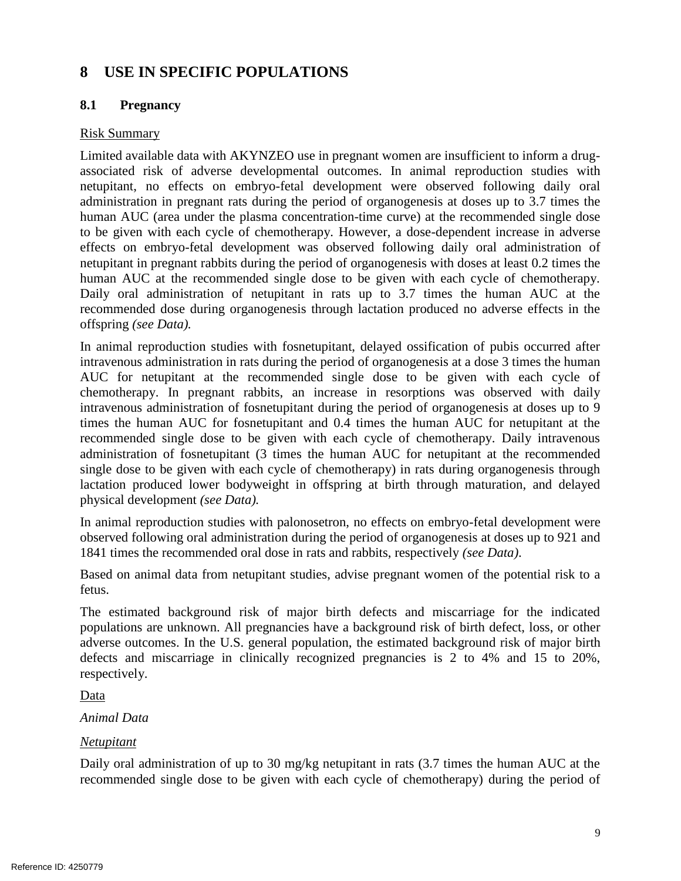# 8 USE IN SPECIFIC POPULATIONS

## 8.1 Pregnancy

Risk Summary

Limited available data with AKYNZEO use in pregnant women are insufficient to inform a drug-associated risk of adverse developmental outcomes. In animal reproduction studies with netupitant, no effects on embryo-fetal development were observed following daily oral administration in pregnant rats during the period of organogenesis at doses up to 3.7 times the human AUC (area under the plasma concentration-time curve) at the recommended single dose to be given with each cycle of chemotherapy. However, a dose-dependent increase in adverse effects on embryo-fetal development was observed following daily oral administration of netupitant in pregnant rabbits during the period of organogenesis with doses at least 0.2 times the human AUC at the recommended single dose to be given with each cycle of chemotherapy. Daily oral administration of netupitant in rats up to 3.7 times the human AUC at the recommended dose during organogenesis through lactation produced no adverse effects in the offspring *(see Data).*

In animal reproduction studies with fosnetupitant, delayed ossification of pubis occurred after intravenous administration in rats during the period of organogenesis at a dose 3 times the human AUC for netupitant at the recommended single dose to be given with each cycle of chemotherapy. In pregnant rabbits, an increase in resorptions was observed with daily intravenous administration of fosnetupitant during the period of organogenesis at doses up to 9 times the human AUC for fosnetupitant and 0.4 times the human AUC for netupitant at the recommended single dose to be given with each cycle of chemotherapy. Daily intravenous administration of fosnetupitant (3 times the human AUC for netupitant at the recommended single dose to be given with each cycle of chemotherapy) in rats during organogenesis through lactation produced lower bodyweight in offspring at birth through maturation, and delayed physical development *(see Data).*

In animal reproduction studies with palonosetron, no effects on embryo-fetal development were observed following oral administration during the period of organogenesis at doses up to 921 and 1841 times the recommended oral dose in rats and rabbits, respectively *(see Data).*

Based on animal data from netupitant studies, advise pregnant women of the potential risk to a fetus.

The estimated background risk of major birth defects and miscarriage for the indicated populations are unknown. All pregnancies have a background risk of birth defect, loss, or other adverse outcomes. In the U.S. general population, the estimated background risk of major birth defects and miscarriage in clinically recognized pregnancies is 2 to 4% and 15 to 20%, respectively.

Data

*Animal Data*

*Netupitant*

Daily oral administration of up to 30 mg/kg netupitant in rats (3.7 times the human AUC at the recommended single dose to be given with each cycle of chemotherapy) during the period of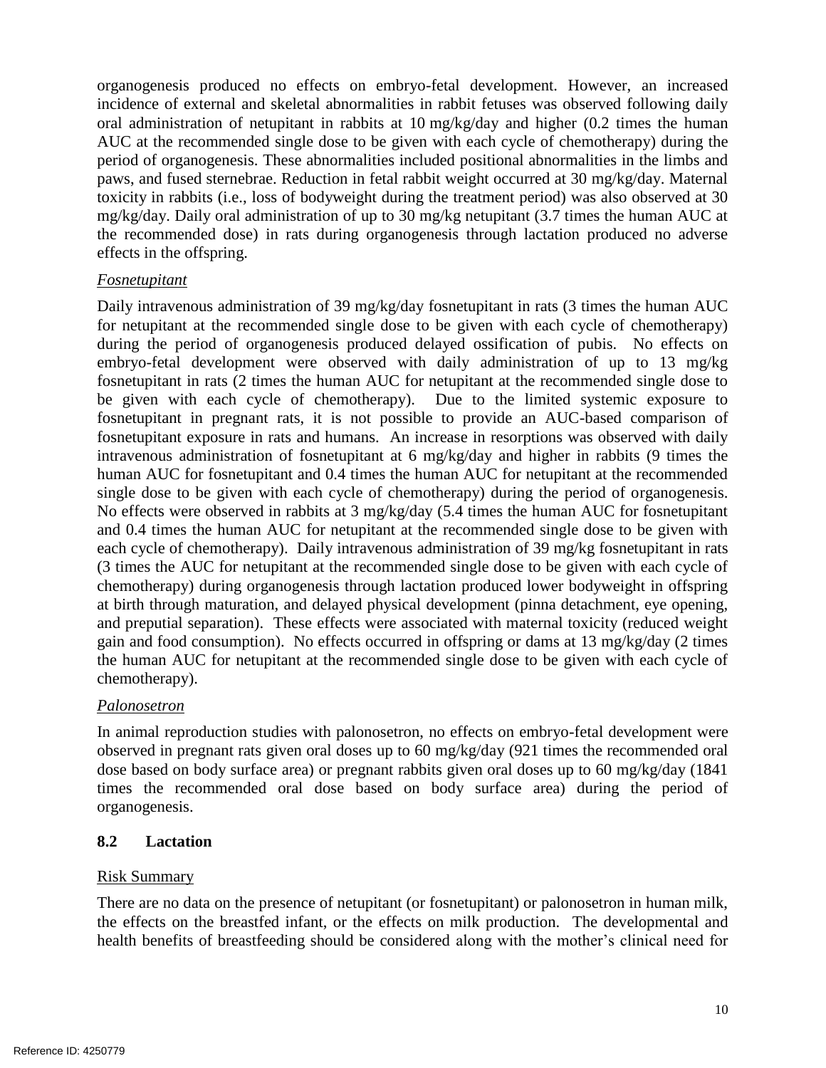organogenesis produced no effects on embryo-fetal development. However, an increased incidence of external and skeletal abnormalities in rabbit fetuses was observed following daily oral administration of netupitant in rabbits at 10 mg/kg/day and higher (0.2 times the human AUC at the recommended single dose to be given with each cycle of chemotherapy) during the period of organogenesis. These abnormalities included positional abnormalities in the limbs and paws, and fused sternebrae. Reduction in fetal rabbit weight occurred at 30 mg/kg/day. Maternal toxicity in rabbits (i.e., loss of bodyweight during the treatment period) was also observed at 30 mg/kg/day. Daily oral administration of up to 30 mg/kg netupitant (3.7 times the human AUC at the recommended dose) in rats during organogenesis through lactation produced no adverse effects in the offspring.

*Fosnetupitant*

Daily intravenous administration of 39 mg/kg/day fosnetupitant in rats (3 times the human AUC for netupitant at the recommended single dose to be given with each cycle of chemotherapy) during the period of organogenesis produced delayed ossification of pubis. No effects on embryo-fetal development were observed with daily administration of up to 13 mg/kg fosnetupitant in rats (2 times the human AUC for netupitant at the recommended single dose to be given with each cycle of chemotherapy). Due to the limited systemic exposure to fosnetupitant in pregnant rats, it is not possible to provide an AUC-based comparison of fosnetupitant exposure in rats and humans. An increase in resorptions was observed with daily intravenous administration of fosnetupitant at 6 mg/kg/day and higher in rabbits (9 times the human AUC for fosnetupitant and 0.4 times the human AUC for netupitant at the recommended single dose to be given with each cycle of chemotherapy) during the period of organogenesis. No effects were observed in rabbits at 3 mg/kg/day (5.4 times the human AUC for fosnetupitant and 0.4 times the human AUC for netupitant at the recommended single dose to be given with each cycle of chemotherapy). Daily intravenous administration of 39 mg/kg fosnetupitant in rats (3 times the AUC for netupitant at the recommended single dose to be given with each cycle of chemotherapy) during organogenesis through lactation produced lower bodyweight in offspring at birth through maturation, and delayed physical development (pinna detachment, eye opening, and preputial separation). These effects were associated with maternal toxicity (reduced weight gain and food consumption). No effects occurred in offspring or dams at 13 mg/kg/day (2 times the human AUC for netupitant at the recommended single dose to be given with each cycle of chemotherapy).

*Palonosetron*

In animal reproduction studies with palonosetron, no effects on embryo-fetal development were observed in pregnant rats given oral doses up to 60 mg/kg/day (921 times the recommended oral dose based on body surface area) or pregnant rabbits given oral doses up to 60 mg/kg/day (1841 times the recommended oral dose based on body surface area) during the period of organogenesis.

## 8.2 Lactation

Risk Summary

There are no data on the presence of netupitant (or fosnetupitant) or palonosetron in human milk, the effects on the breastfed infant, or the effects on milk production. The developmental and health benefits of breastfeeding should be considered along with the mother's clinical need for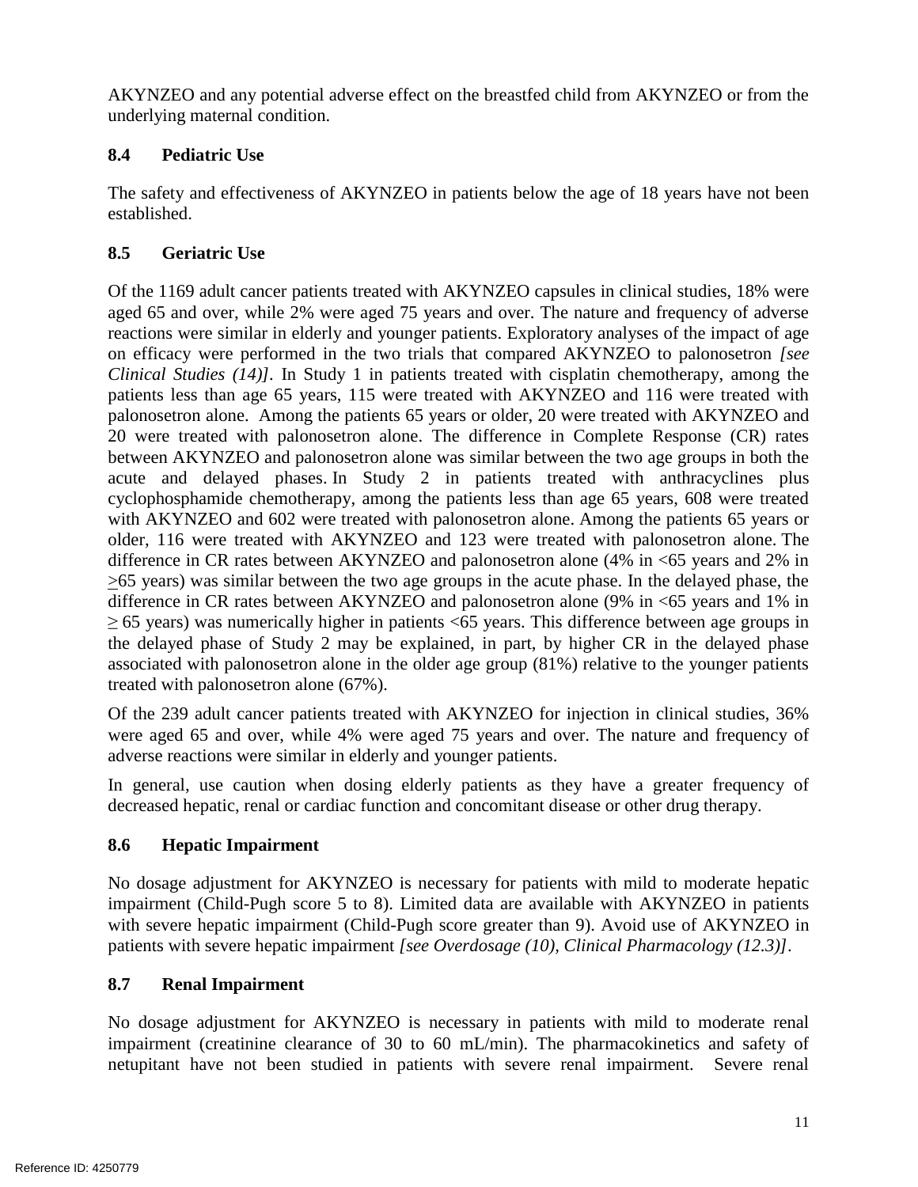AKYNZEO and any potential adverse effect on the breastfed child from AKYNZEO or from the underlying maternal condition.

## 8.4 Pediatric Use

The safety and effectiveness of AKYNZEO in patients below the age of 18 years have not been established.

## 8.5 Geriatric Use

Of the 1169 adult cancer patients treated with AKYNZEO capsules in clinical studies, 18% were aged 65 and over, while 2% were aged 75 years and over. The nature and frequency of adverse reactions were similar in elderly and younger patients. Exploratory analyses of the impact of age on efficacy were performed in the two trials that compared AKYNZEO to palonosetron *[see Clinical Studies (14)]*. In Study 1 in patients treated with cisplatin chemotherapy, among the patients less than age 65 years, 115 were treated with AKYNZEO and 116 were treated with palonosetron alone. Among the patients 65 years or older, 20 were treated with AKYNZEO and 20 were treated with palonosetron alone. The difference in Complete Response (CR) rates between AKYNZEO and palonosetron alone was similar between the two age groups in both the acute and delayed phases. In Study 2 in patients treated with anthracyclines plus cyclophosphamide chemotherapy, among the patients less than age 65 years, 608 were treated with AKYNZEO and 602 were treated with palonosetron alone. Among the patients 65 years or older, 116 were treated with AKYNZEO and 123 were treated with palonosetron alone. The difference in CR rates between AKYNZEO and palonosetron alone (4% in <65 years and 2% in ≥65 years) was similar between the two age groups in the acute phase. In the delayed phase, the difference in CR rates between AKYNZEO and palonosetron alone (9% in <65 years and 1% in ≥ 65 years) was numerically higher in patients <65 years. This difference between age groups in the delayed phase of Study 2 may be explained, in part, by higher CR in the delayed phase associated with palonosetron alone in the older age group (81%) relative to the younger patients treated with palonosetron alone (67%).

Of the 239 adult cancer patients treated with AKYNZEO for injection in clinical studies, 36% were aged 65 and over, while 4% were aged 75 years and over. The nature and frequency of adverse reactions were similar in elderly and younger patients.

In general, use caution when dosing elderly patients as they have a greater frequency of decreased hepatic, renal or cardiac function and concomitant disease or other drug therapy.

## 8.6 Hepatic Impairment

No dosage adjustment for AKYNZEO is necessary for patients with mild to moderate hepatic impairment (Child-Pugh score 5 to 8). Limited data are available with AKYNZEO in patients with severe hepatic impairment (Child-Pugh score greater than 9). Avoid use of AKYNZEO in patients with severe hepatic impairment *[see Overdosage (10), Clinical Pharmacology (12.3)]*.

## 8.7 Renal Impairment

No dosage adjustment for AKYNZEO is necessary in patients with mild to moderate renal impairment (creatinine clearance of 30 to 60 mL/min). The pharmacokinetics and safety of netupitant have not been studied in patients with severe renal impairment. Severe renal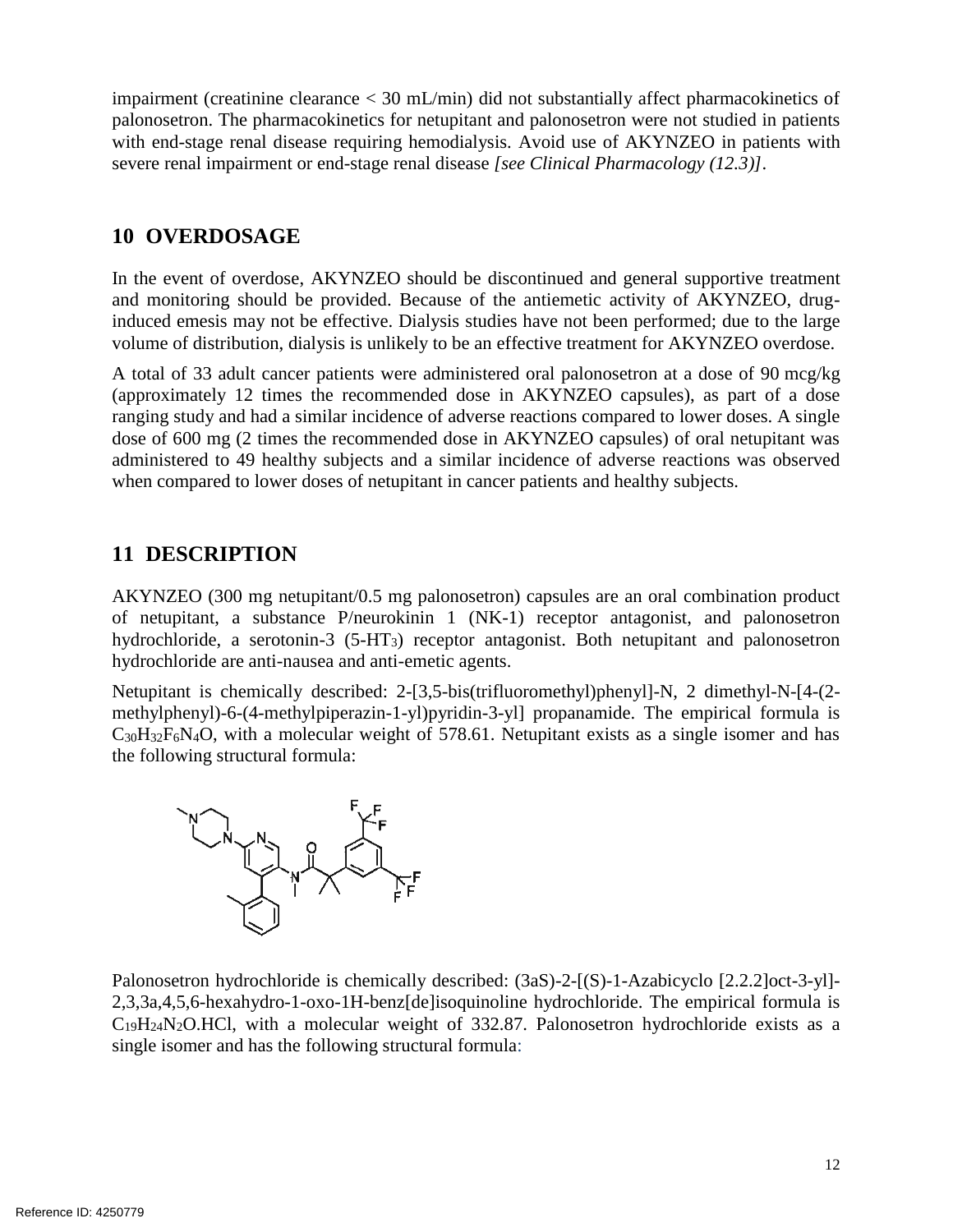impairment (creatinine clearance < 30 mL/min) did not substantially affect pharmacokinetics of palonosetron. The pharmacokinetics for netupitant and palonosetron were not studied in patients with end-stage renal disease requiring hemodialysis. Avoid use of AKYNZEO in patients with severe renal impairment or end-stage renal disease *[see Clinical Pharmacology (12.3)]*.

## 10 OVERDOSAGE

In the event of overdose, AKYNZEO should be discontinued and general supportive treatment and monitoring should be provided. Because of the antiemetic activity of AKYNZEO, drug-induced emesis may not be effective. Dialysis studies have not been performed; due to the large volume of distribution, dialysis is unlikely to be an effective treatment for AKYNZEO overdose.

A total of 33 adult cancer patients were administered oral palonosetron at a dose of 90 mcg/kg (approximately 12 times the recommended dose in AKYNZEO capsules), as part of a dose ranging study and had a similar incidence of adverse reactions compared to lower doses. A single dose of 600 mg (2 times the recommended dose in AKYNZEO capsules) of oral netupitant was administered to 49 healthy subjects and a similar incidence of adverse reactions was observed when compared to lower doses of netupitant in cancer patients and healthy subjects.

## 11 DESCRIPTION

AKYNZEO (300 mg netupitant/0.5 mg palonosetron) capsules are an oral combination product of netupitant, a substance P/neurokinin 1 (NK-1) receptor antagonist, and palonosetron hydrochloride, a serotonin-3 ($5\text{-}HT_3$) receptor antagonist. Both netupitant and palonosetron hydrochloride are anti-nausea and anti-emetic agents.

Netupitant is chemically described: 2-[3,5-bis(trifluoromethyl)phenyl]-N, 2 dimethyl-N-[4-(2-methylphenyl)-6-(4-methylpiperazin-1-yl)pyridin-3-yl] propanamide. The empirical formula is $C_{30}H_{32}F_6N_4O$, with a molecular weight of 578.61. Netupitant exists as a single isomer and has the following structural formula:

Palonosetron hydrochloride is chemically described: (3aS)-2-[(S)-1-Azabicyclo [2.2.2]oct-3-yl]-2,3,3a,4,5,6-hexahydro-1-oxo-1H-benz[de]isoquinoline hydrochloride. The empirical formula is $C_{19}H_{24}N_2O.HCl$, with a molecular weight of 332.87. Palonosetron hydrochloride exists as a single isomer and has the following structural formula: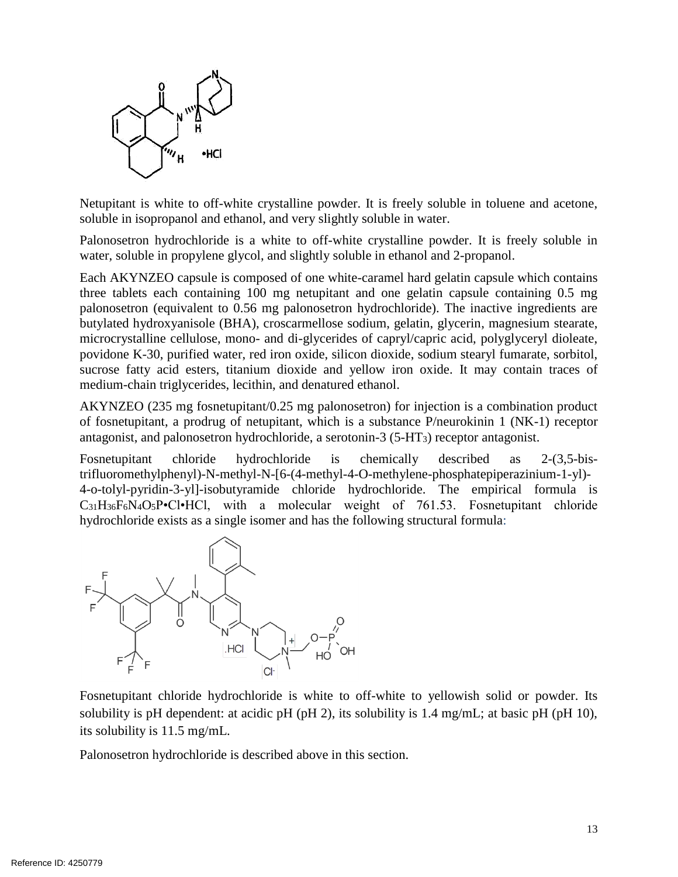Netupitant is white to off-white crystalline powder. It is freely soluble in toluene and acetone, soluble in isopropanol and ethanol, and very slightly soluble in water.

Palonosetron hydrochloride is a white to off-white crystalline powder. It is freely soluble in water, soluble in propylene glycol, and slightly soluble in ethanol and 2-propanol.

Each AKYNZEO capsule is composed of one white-caramel hard gelatin capsule which contains three tablets each containing 100 mg netupitant and one gelatin capsule containing 0.5 mg palonosetron (equivalent to 0.56 mg palonosetron hydrochloride). The inactive ingredients are butylated hydroxyanisole (BHA), croscarmellose sodium, gelatin, glycerin, magnesium stearate, microcrystalline cellulose, mono- and di-glycerides of capryl/capric acid, polyglyceryl dioleate, povidone K-30, purified water, red iron oxide, silicon dioxide, sodium stearyl fumarate, sorbitol, sucrose fatty acid esters, titanium dioxide and yellow iron oxide. It may contain traces of medium-chain triglycerides, lecithin, and denatured ethanol.

AKYNZEO (235 mg fosnetupitant/0.25 mg palonosetron) for injection is a combination product of fosnetupitant, a prodrug of netupitant, which is a substance P/neurokinin 1 (NK-1) receptor antagonist, and palonosetron hydrochloride, a serotonin-3 (5-$HT_3$) receptor antagonist.

Fosnetupitant chloride hydrochloride is chemically described as 2-(3,5-bis-trifluoromethylphenyl)-N-methyl-N-[6-(4-methyl-4-O-methylene-phosphatepiperazinium-1-yl)-4-o-tolyl-pyridin-3-yl]-isobutyramide chloride hydrochloride. The empirical formula is $C_{31}H_{36}F_6N_4O_5P{\bullet}Cl{\bullet}HCl$, with a molecular weight of 761.53. Fosnetupitant chloride hydrochloride exists as a single isomer and has the following structural formula:

Fosnetupitant chloride hydrochloride is white to off-white to yellowish solid or powder. Its solubility is pH dependent: at acidic pH (pH 2), its solubility is 1.4 mg/mL; at basic pH (pH 10), its solubility is 11.5 mg/mL.

Palonosetron hydrochloride is described above in this section.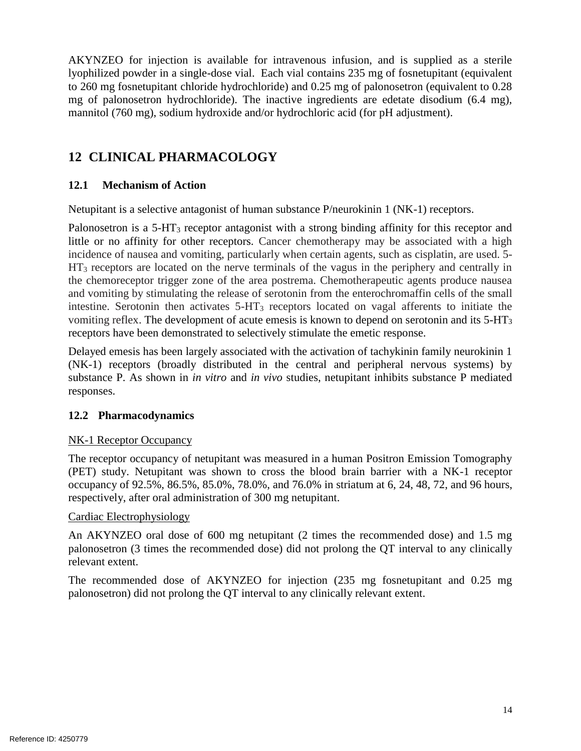AKYNZEO for injection is available for intravenous infusion, and is supplied as a sterile lyophilized powder in a single-dose vial. Each vial contains 235 mg of fosnetupitant (equivalent to 260 mg fosnetupitant chloride hydrochloride) and 0.25 mg of palonosetron (equivalent to 0.28 mg of palonosetron hydrochloride). The inactive ingredients are edetate disodium (6.4 mg), mannitol (760 mg), sodium hydroxide and/or hydrochloric acid (for pH adjustment).

# 12 CLINICAL PHARMACOLOGY

## 12.1 Mechanism of Action

Netupitant is a selective antagonist of human substance P/neurokinin 1 (NK-1) receptors.

Palonosetron is a 5-$HT_3$ receptor antagonist with a strong binding affinity for this receptor and little or no affinity for other receptors. Cancer chemotherapy may be associated with a high incidence of nausea and vomiting, particularly when certain agents, such as cisplatin, are used. 5-$HT_3$ receptors are located on the nerve terminals of the vagus in the periphery and centrally in the chemoreceptor trigger zone of the area postrema. Chemotherapeutic agents produce nausea and vomiting by stimulating the release of serotonin from the enterochromaffin cells of the small intestine. Serotonin then activates 5-$HT_3$ receptors located on vagal afferents to initiate the vomiting reflex. The development of acute emesis is known to depend on serotonin and its 5-$HT_3$ receptors have been demonstrated to selectively stimulate the emetic response.

Delayed emesis has been largely associated with the activation of tachykinin family neurokinin 1 (NK-1) receptors (broadly distributed in the central and peripheral nervous systems) by substance P. As shown in *in vitro* and *in vivo* studies, netupitant inhibits substance P mediated responses.

## 12.2 Pharmacodynamics

NK-1 Receptor Occupancy

The receptor occupancy of netupitant was measured in a human Positron Emission Tomography (PET) study. Netupitant was shown to cross the blood brain barrier with a NK-1 receptor occupancy of 92.5%, 86.5%, 85.0%, 78.0%, and 76.0% in striatum at 6, 24, 48, 72, and 96 hours, respectively, after oral administration of 300 mg netupitant.

Cardiac Electrophysiology

An AKYNZEO oral dose of 600 mg netupitant (2 times the recommended dose) and 1.5 mg palonosetron (3 times the recommended dose) did not prolong the QT interval to any clinically relevant extent.

The recommended dose of AKYNZEO for injection (235 mg fosnetupitant and 0.25 mg palonosetron) did not prolong the QT interval to any clinically relevant extent.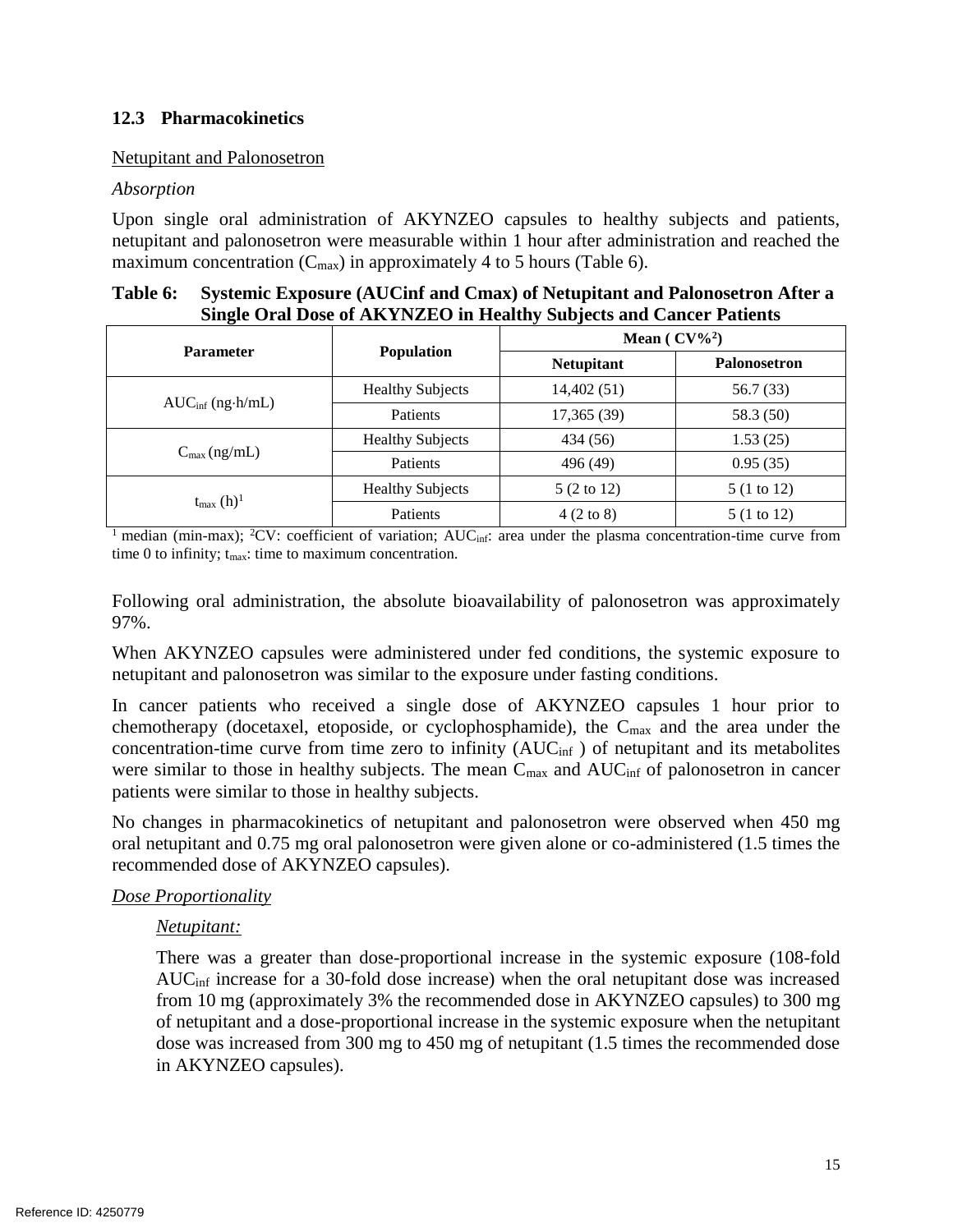### 12.3 Pharmacokinetics

Netupitant and Palonosetron

*Absorption*

Upon single oral administration of AKYNZEO capsules to healthy subjects and patients, netupitant and palonosetron were measurable within 1 hour after administration and reached the maximum concentration ($C_{max}$) in approximately 4 to 5 hours (Table 6).

**Table 6: Systemic Exposure (AUCinf and Cmax) of Netupitant and Palonosetron After a Single Oral Dose of AKYNZEO in Healthy Subjects and Cancer Patients**

| Parameter | Population | Mean ( CV%[2]) | |
|---|---|---|---|
| | | Netupitant | Palonosetron |
| $AUC_{inf}$ (ng·h/mL) | Healthy Subjects | 14,402 (51) | 56.7 (33) |
| | Patients | 17,365 (39) | 58.3 (50) |
| $C_{max}$ (ng/mL) | Healthy Subjects | 434 (56) | 1.53 (25) |
| | Patients | 496 (49) | 0.95 (35) |
| $t_{max}$ (h)[1] | Healthy Subjects | 5 (2 to 12) | 5 (1 to 12) |
| | Patients | 4 (2 to 8) | 5 (1 to 12) |

[1] median (min-max); [2]CV: coefficient of variation; $AUC_{inf}$: area under the plasma concentration-time curve from time 0 to infinity; $t_{max}$: time to maximum concentration.

Following oral administration, the absolute bioavailability of palonosetron was approximately 97%.

When AKYNZEO capsules were administered under fed conditions, the systemic exposure to netupitant and palonosetron was similar to the exposure under fasting conditions.

In cancer patients who received a single dose of AKYNZEO capsules 1 hour prior to chemotherapy (docetaxel, etoposide, or cyclophosphamide), the $C_{max}$ and the area under the concentration-time curve from time zero to infinity ($AUC_{inf}$ ) of netupitant and its metabolites were similar to those in healthy subjects. The mean $C_{max}$ and $AUC_{inf}$ of palonosetron in cancer patients were similar to those in healthy subjects.

No changes in pharmacokinetics of netupitant and palonosetron were observed when 450 mg oral netupitant and 0.75 mg oral palonosetron were given alone or co-administered (1.5 times the recommended dose of AKYNZEO capsules).

*Dose Proportionality*

*Netupitant:*

There was a greater than dose-proportional increase in the systemic exposure (108-fold $AUC_{inf}$ increase for a 30-fold dose increase) when the oral netupitant dose was increased from 10 mg (approximately 3% the recommended dose in AKYNZEO capsules) to 300 mg of netupitant and a dose-proportional increase in the systemic exposure when the netupitant dose was increased from 300 mg to 450 mg of netupitant (1.5 times the recommended dose in AKYNZEO capsules).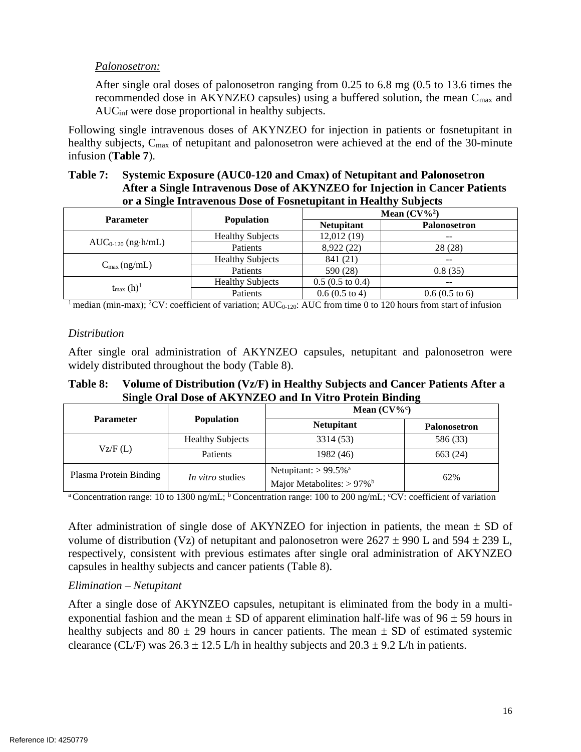*Palonosetron:*

After single oral doses of palonosetron ranging from 0.25 to 6.8 mg (0.5 to 13.6 times the recommended dose in AKYNZEO capsules) using a buffered solution, the mean $C_{max}$ and $AUC_{inf}$ were dose proportional in healthy subjects.

Following single intravenous doses of AKYNZEO for injection in patients or fosnetupitant in healthy subjects, $C_{max}$ of netupitant and palonosetron were achieved at the end of the 30-minute infusion (**Table 7**).

**Table 7: Systemic Exposure (AUC0-120 and Cmax) of Netupitant and Palonosetron After a Single Intravenous Dose of AKYNZEO for Injection in Cancer Patients or a Single Intravenous Dose of Fosnetupitant in Healthy Subjects**

| Parameter | Population | Mean (CV%[2]) | |
|---|---|---|---|
| | | **Netupitant** | **Palonosetron** |
| $AUC_{0\text{-}120}$ (ng·h/mL) | Healthy Subjects | 12,012 (19) | -- |
| | Patients | 8,922 (22) | 28 (28) |
| $C_{max}$ (ng/mL) | Healthy Subjects | 841 (21) | -- |
| | Patients | 590 (28) | 0.8 (35) |
| $t_{max}$ (h)[1] | Healthy Subjects | 0.5 (0.5 to 0.4) | -- |
| | Patients | 0.6 (0.5 to 4) | 0.6 (0.5 to 6) |

[1] median (min-max); [2]CV: coefficient of variation; $AUC_{0\text{-}120}$: AUC from time 0 to 120 hours from start of infusion

*Distribution*

After single oral administration of AKYNZEO capsules, netupitant and palonosetron were widely distributed throughout the body (Table 8).

**Table 8: Volume of Distribution (Vz/F) in Healthy Subjects and Cancer Patients After a Single Oral Dose of AKYNZEO and In Vitro Protein Binding**

| Parameter | Population | Mean (CV%[c]) | |
|---|---|---|---|
| | | **Netupitant** | **Palonosetron** |
| Vz/F (L) | Healthy Subjects | 3314 (53) | 586 (33) |
| | Patients | 1982 (46) | 663 (24) |
| Plasma Protein Binding | *In vitro* studies | Netupitant: > 99.5%[a] Major Metabolites: > 97%[b] | 62% |

[a] Concentration range: 10 to 1300 ng/mL; [b] Concentration range: 100 to 200 ng/mL; [c]CV: coefficient of variation

After administration of single dose of AKYNZEO for injection in patients, the mean ± SD of volume of distribution (Vz) of netupitant and palonosetron were 2627 ± 990 L and 594 ± 239 L, respectively, consistent with previous estimates after single oral administration of AKYNZEO capsules in healthy subjects and cancer patients (Table 8).

*Elimination – Netupitant*

After a single dose of AKYNZEO capsules, netupitant is eliminated from the body in a multi-exponential fashion and the mean ± SD of apparent elimination half-life was of 96 ± 59 hours in healthy subjects and 80 ± 29 hours in cancer patients. The mean ± SD of estimated systemic clearance (CL/F) was 26.3 ± 12.5 L/h in healthy subjects and 20.3 ± 9.2 L/h in patients.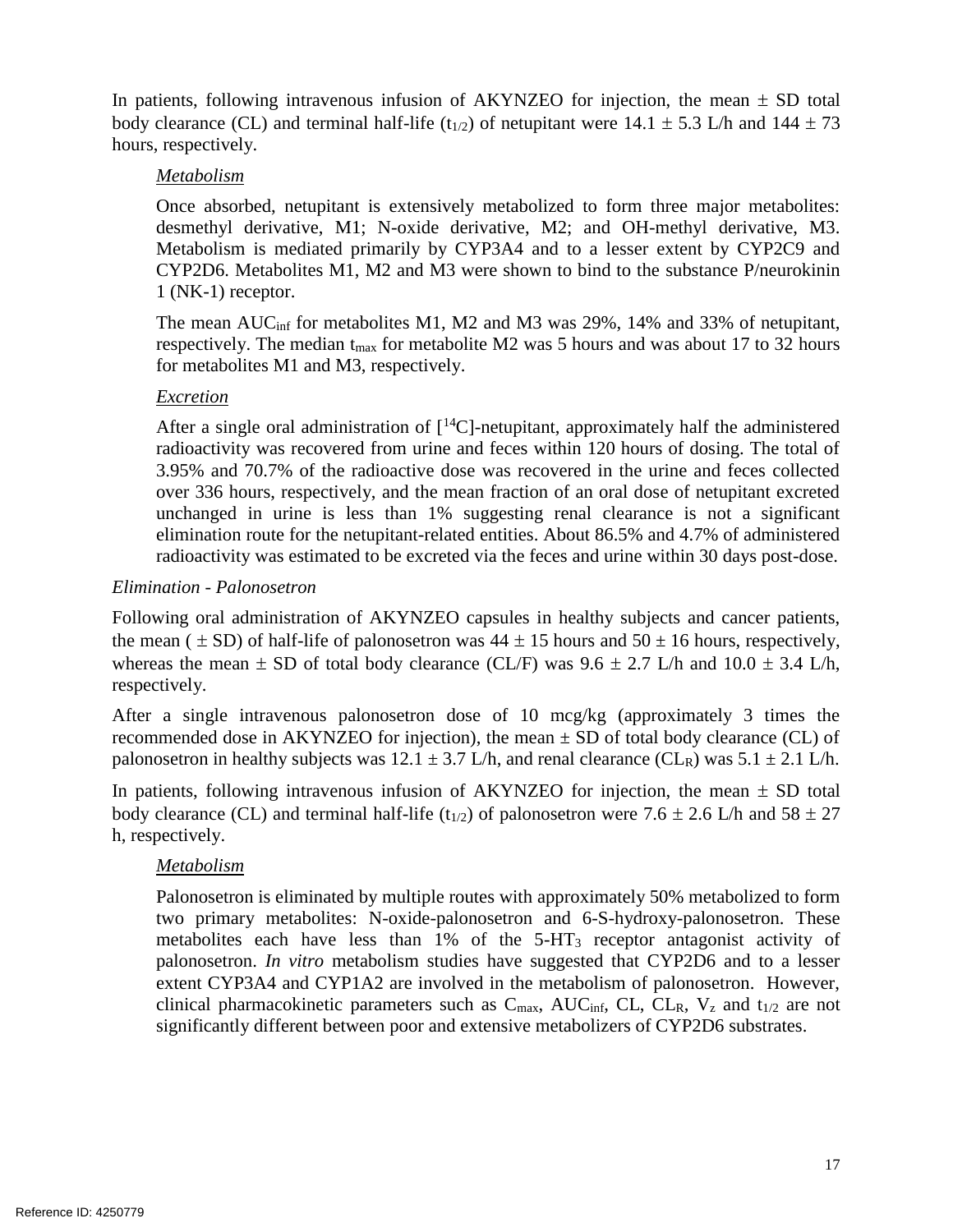In patients, following intravenous infusion of AKYNZEO for injection, the mean ± SD total body clearance (CL) and terminal half-life ($t_{1/2}$) of netupitant were 14.1 ± 5.3 L/h and 144 ± 73 hours, respectively.

*Metabolism*

Once absorbed, netupitant is extensively metabolized to form three major metabolites: desmethyl derivative, M1; N-oxide derivative, M2; and OH-methyl derivative, M3. Metabolism is mediated primarily by CYP3A4 and to a lesser extent by CYP2C9 and CYP2D6. Metabolites M1, M2 and M3 were shown to bind to the substance P/neurokinin 1 (NK-1) receptor.

The mean $AUC_{inf}$ for metabolites M1, M2 and M3 was 29%, 14% and 33% of netupitant, respectively. The median $t_{max}$ for metabolite M2 was 5 hours and was about 17 to 32 hours for metabolites M1 and M3, respectively.

*Excretion*

After a single oral administration of [$^{14}$C]-netupitant, approximately half the administered radioactivity was recovered from urine and feces within 120 hours of dosing. The total of 3.95% and 70.7% of the radioactive dose was recovered in the urine and feces collected over 336 hours, respectively, and the mean fraction of an oral dose of netupitant excreted unchanged in urine is less than 1% suggesting renal clearance is not a significant elimination route for the netupitant-related entities. About 86.5% and 4.7% of administered radioactivity was estimated to be excreted via the feces and urine within 30 days post-dose.

*Elimination - Palonosetron*

Following oral administration of AKYNZEO capsules in healthy subjects and cancer patients, the mean ( ± SD) of half-life of palonosetron was 44 ± 15 hours and 50 ± 16 hours, respectively, whereas the mean ± SD of total body clearance (CL/F) was 9.6 ± 2.7 L/h and 10.0 ± 3.4 L/h, respectively.

After a single intravenous palonosetron dose of 10 mcg/kg (approximately 3 times the recommended dose in AKYNZEO for injection), the mean ± SD of total body clearance (CL) of palonosetron in healthy subjects was 12.1 ± 3.7 L/h, and renal clearance ($CL_R$) was 5.1 ± 2.1 L/h.

In patients, following intravenous infusion of AKYNZEO for injection, the mean ± SD total body clearance (CL) and terminal half-life ($t_{1/2}$) of palonosetron were 7.6 ± 2.6 L/h and 58 ± 27 h, respectively.

*Metabolism*

Palonosetron is eliminated by multiple routes with approximately 50% metabolized to form two primary metabolites: N-oxide-palonosetron and 6-S-hydroxy-palonosetron. These metabolites each have less than 1% of the 5-$HT_3$ receptor antagonist activity of palonosetron. *In vitro* metabolism studies have suggested that CYP2D6 and to a lesser extent CYP3A4 and CYP1A2 are involved in the metabolism of palonosetron. However, clinical pharmacokinetic parameters such as $C_{max}$, $AUC_{inf}$, CL, $CL_R$, $V_z$ and $t_{1/2}$ are not significantly different between poor and extensive metabolizers of CYP2D6 substrates.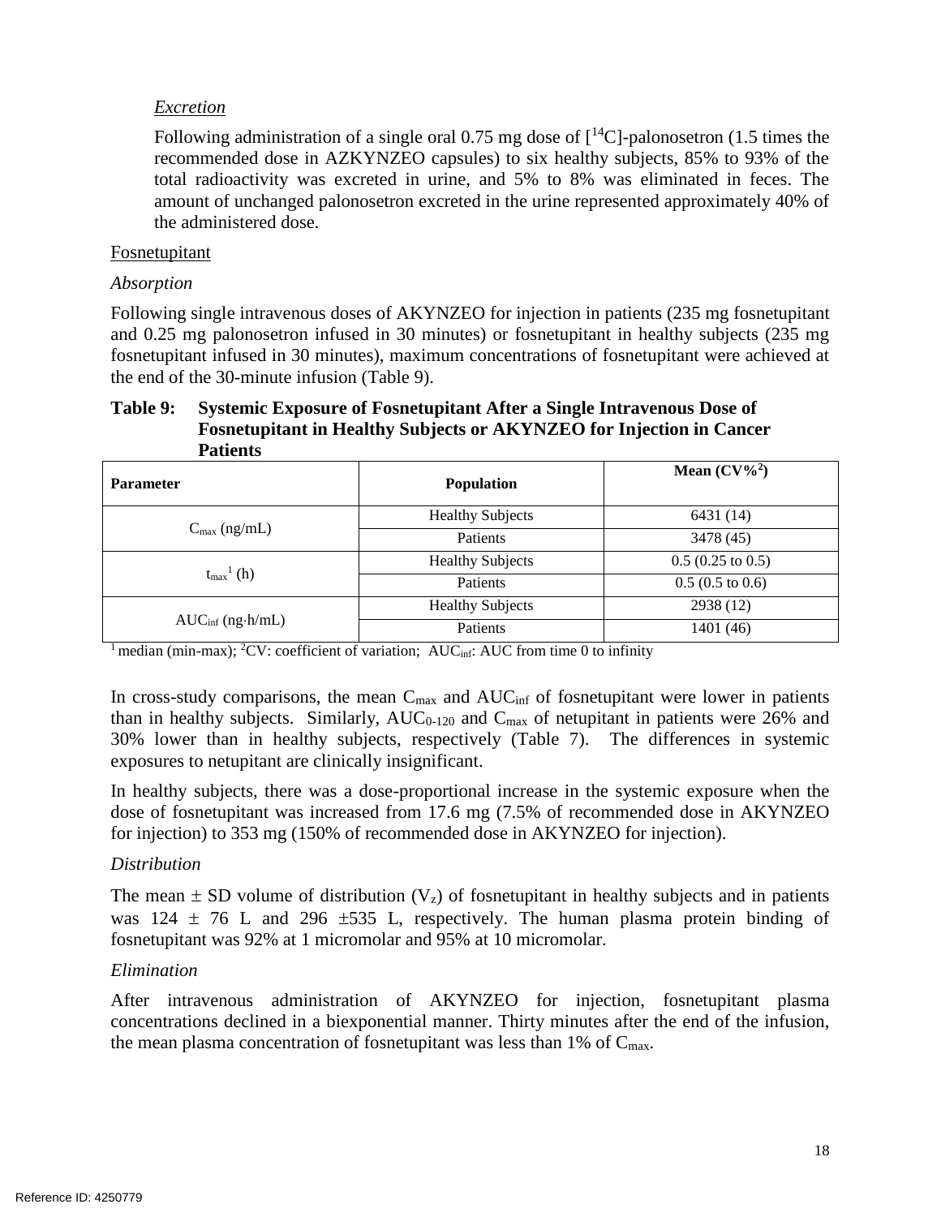*Excretion*

Following administration of a single oral 0.75 mg dose of [$^{14}$C]-palonosetron (1.5 times the recommended dose in AZKYNZEO capsules) to six healthy subjects, 85% to 93% of the total radioactivity was excreted in urine, and 5% to 8% was eliminated in feces. The amount of unchanged palonosetron excreted in the urine represented approximately 40% of the administered dose.

Fosnetupitant

*Absorption*

Following single intravenous doses of AKYNZEO for injection in patients (235 mg fosnetupitant and 0.25 mg palonosetron infused in 30 minutes) or fosnetupitant in healthy subjects (235 mg fosnetupitant infused in 30 minutes), maximum concentrations of fosnetupitant were achieved at the end of the 30-minute infusion (Table 9).

**Table 9: Systemic Exposure of Fosnetupitant After a Single Intravenous Dose of Fosnetupitant in Healthy Subjects or AKYNZEO for Injection in Cancer Patients**

| Parameter | Population | Mean (CV%[2]) |
|---|---|---|
| $C_{max}$ (ng/mL) | Healthy Subjects | 6431 (14) |
| | Patients | 3478 (45) |
| $t_{max}$[1] (h) | Healthy Subjects | 0.5 (0.25 to 0.5) |
| | Patients | 0.5 (0.5 to 0.6) |
| $AUC_{inf}$ (ng·h/mL) | Healthy Subjects | 2938 (12) |
| | Patients | 1401 (46) |

[1] median (min-max); [2]CV: coefficient of variation; $AUC_{inf}$: AUC from time 0 to infinity

In cross-study comparisons, the mean $C_{max}$ and $AUC_{inf}$ of fosnetupitant were lower in patients than in healthy subjects. Similarly, $AUC_{0\text{-}120}$ and $C_{max}$ of netupitant in patients were 26% and 30% lower than in healthy subjects, respectively (Table 7). The differences in systemic exposures to netupitant are clinically insignificant.

In healthy subjects, there was a dose-proportional increase in the systemic exposure when the dose of fosnetupitant was increased from 17.6 mg (7.5% of recommended dose in AKYNZEO for injection) to 353 mg (150% of recommended dose in AKYNZEO for injection).

*Distribution*

The mean ± SD volume of distribution ($V_z$) of fosnetupitant in healthy subjects and in patients was 124 ± 76 L and 296 ±535 L, respectively. The human plasma protein binding of fosnetupitant was 92% at 1 micromolar and 95% at 10 micromolar.

*Elimination*

After intravenous administration of AKYNZEO for injection, fosnetupitant plasma concentrations declined in a biexponential manner. Thirty minutes after the end of the infusion, the mean plasma concentration of fosnetupitant was less than 1% of $C_{max}$.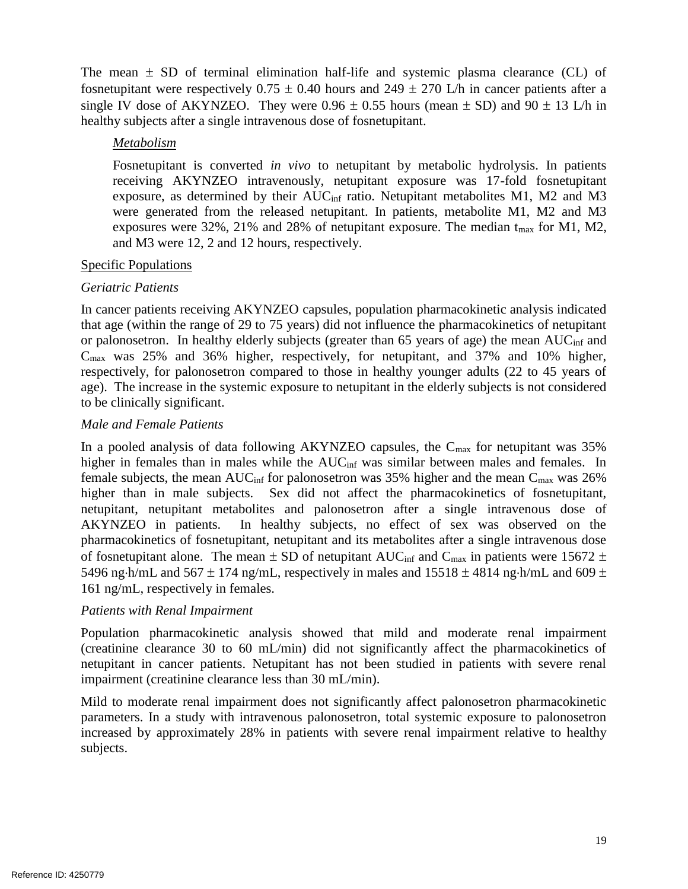The mean ± SD of terminal elimination half-life and systemic plasma clearance (CL) of fosnetupitant were respectively 0.75 ± 0.40 hours and 249 ± 270 L/h in cancer patients after a single IV dose of AKYNZEO. They were 0.96 ± 0.55 hours (mean ± SD) and 90 ± 13 L/h in healthy subjects after a single intravenous dose of fosnetupitant.

*Metabolism*

Fosnetupitant is converted *in vivo* to netupitant by metabolic hydrolysis. In patients receiving AKYNZEO intravenously, netupitant exposure was 17-fold fosnetupitant exposure, as determined by their $AUC_{inf}$ ratio. Netupitant metabolites M1, M2 and M3 were generated from the released netupitant. In patients, metabolite M1, M2 and M3 exposures were 32%, 21% and 28% of netupitant exposure. The median $t_{max}$ for M1, M2, and M3 were 12, 2 and 12 hours, respectively.

Specific Populations

*Geriatric Patients*

In cancer patients receiving AKYNZEO capsules, population pharmacokinetic analysis indicated that age (within the range of 29 to 75 years) did not influence the pharmacokinetics of netupitant or palonosetron. In healthy elderly subjects (greater than 65 years of age) the mean $AUC_{inf}$ and $C_{max}$ was 25% and 36% higher, respectively, for netupitant, and 37% and 10% higher, respectively, for palonosetron compared to those in healthy younger adults (22 to 45 years of age). The increase in the systemic exposure to netupitant in the elderly subjects is not considered to be clinically significant.

*Male and Female Patients*

In a pooled analysis of data following AKYNZEO capsules, the $C_{max}$ for netupitant was 35% higher in females than in males while the $AUC_{inf}$ was similar between males and females. In female subjects, the mean $AUC_{inf}$ for palonosetron was 35% higher and the mean $C_{max}$ was 26% higher than in male subjects. Sex did not affect the pharmacokinetics of fosnetupitant, netupitant, netupitant metabolites and palonosetron after a single intravenous dose of AKYNZEO in patients. In healthy subjects, no effect of sex was observed on the pharmacokinetics of fosnetupitant, netupitant and its metabolites after a single intravenous dose of fosnetupitant alone. The mean ± SD of netupitant $AUC_{inf}$ and $C_{max}$ in patients were 15672 ± 5496 ng·h/mL and 567 ± 174 ng/mL, respectively in males and 15518 ± 4814 ng·h/mL and 609 ± 161 ng/mL, respectively in females.

*Patients with Renal Impairment*

Population pharmacokinetic analysis showed that mild and moderate renal impairment (creatinine clearance 30 to 60 mL/min) did not significantly affect the pharmacokinetics of netupitant in cancer patients. Netupitant has not been studied in patients with severe renal impairment (creatinine clearance less than 30 mL/min).

Mild to moderate renal impairment does not significantly affect palonosetron pharmacokinetic parameters. In a study with intravenous palonosetron, total systemic exposure to palonosetron increased by approximately 28% in patients with severe renal impairment relative to healthy subjects.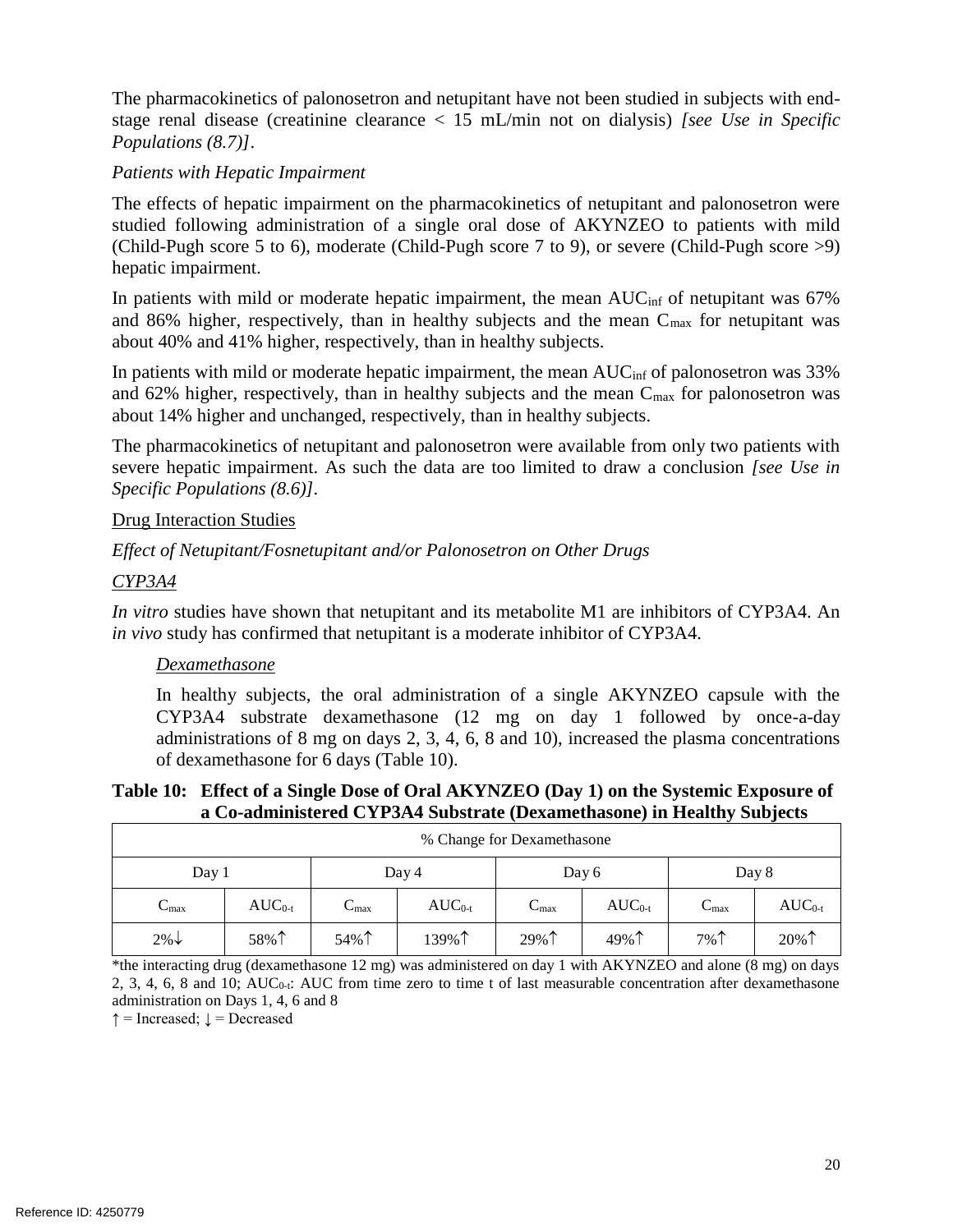The pharmacokinetics of palonosetron and netupitant have not been studied in subjects with end-stage renal disease (creatinine clearance < 15 mL/min not on dialysis) *[see Use in Specific Populations (8.7)]*.

*Patients with Hepatic Impairment*

The effects of hepatic impairment on the pharmacokinetics of netupitant and palonosetron were studied following administration of a single oral dose of AKYNZEO to patients with mild (Child-Pugh score 5 to 6), moderate (Child-Pugh score 7 to 9), or severe (Child-Pugh score >9) hepatic impairment.

In patients with mild or moderate hepatic impairment, the mean $AUC_{inf}$ of netupitant was 67% and 86% higher, respectively, than in healthy subjects and the mean $C_{max}$ for netupitant was about 40% and 41% higher, respectively, than in healthy subjects.

In patients with mild or moderate hepatic impairment, the mean $AUC_{inf}$ of palonosetron was 33% and 62% higher, respectively, than in healthy subjects and the mean $C_{max}$ for palonosetron was about 14% higher and unchanged, respectively, than in healthy subjects.

The pharmacokinetics of netupitant and palonosetron were available from only two patients with severe hepatic impairment. As such the data are too limited to draw a conclusion *[see Use in Specific Populations (8.6)]*.

Drug Interaction Studies

*Effect of Netupitant/Fosnetupitant and/or Palonosetron on Other Drugs*

*CYP3A4*

*In vitro* studies have shown that netupitant and its metabolite M1 are inhibitors of CYP3A4. An *in vivo* study has confirmed that netupitant is a moderate inhibitor of CYP3A4.

*Dexamethasone*

In healthy subjects, the oral administration of a single AKYNZEO capsule with the CYP3A4 substrate dexamethasone (12 mg on day 1 followed by once-a-day administrations of 8 mg on days 2, 3, 4, 6, 8 and 10), increased the plasma concentrations of dexamethasone for 6 days (Table 10).

**Table 10: Effect of a Single Dose of Oral AKYNZEO (Day 1) on the Systemic Exposure of a Co-administered CYP3A4 Substrate (Dexamethasone) in Healthy Subjects**

| % Change for Dexamethasone | | | | | | | |
|---|---|---|---|---|---|---|---|
| Day 1 | | Day 4 | | Day 6 | | Day 8 | |
| $C_{max}$ | $AUC_{0-t}$ | $C_{max}$ | $AUC_{0-t}$ | $C_{max}$ | $AUC_{0-t}$ | $C_{max}$ | $AUC_{0-t}$ |
| 2%↓ | 58%↑ | 54%↑ | 139%↑ | 29%↑ | 49%↑ | 7%↑ | 20%↑ |

*the interacting drug (dexamethasone 12 mg) was administered on day 1 with AKYNZEO and alone (8 mg) on days 2, 3, 4, 6, 8 and 10; $AUC_{0-t}$: AUC from time zero to time t of last measurable concentration after dexamethasone administration on Days 1, 4, 6 and 8

↑ = Increased; ↓ = Decreased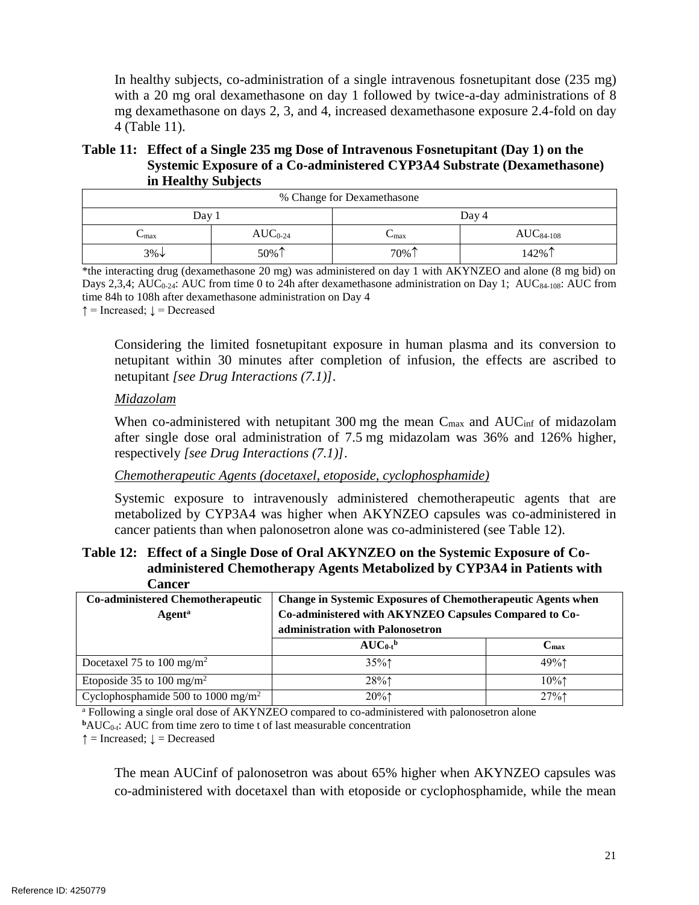In healthy subjects, co-administration of a single intravenous fosnetupitant dose (235 mg) with a 20 mg oral dexamethasone on day 1 followed by twice-a-day administrations of 8 mg dexamethasone on days 2, 3, and 4, increased dexamethasone exposure 2.4-fold on day 4 (Table 11).

**Table 11: Effect of a Single 235 mg Dose of Intravenous Fosnetupitant (Day 1) on the Systemic Exposure of a Co-administered CYP3A4 Substrate (Dexamethasone) in Healthy Subjects**

| % Change for Dexamethasone | | | |
|---|---|---|---|
| Day 1 | | Day 4 | |
| $C_{max}$ | $AUC_{0-24}$ | $C_{max}$ | $AUC_{84-108}$ |
| 3%↓ | 50%↑ | 70%↑ | 142%↑ |

*the interacting drug (dexamethasone 20 mg) was administered on day 1 with AKYNZEO and alone (8 mg bid) on Days 2,3,4; $AUC_{0-24}$: AUC from time 0 to 24h after dexamethasone administration on Day 1; $AUC_{84-108}$: AUC from time 84h to 108h after dexamethasone administration on Day 4

↑ = Increased; ↓ = Decreased

Considering the limited fosnetupitant exposure in human plasma and its conversion to netupitant within 30 minutes after completion of infusion, the effects are ascribed to netupitant *[see Drug Interactions (7.1)]*.

*Midazolam*

When co-administered with netupitant 300 mg the mean $C_{max}$ and $AUC_{inf}$ of midazolam after single dose oral administration of 7.5 mg midazolam was 36% and 126% higher, respectively *[see Drug Interactions (7.1)]*.

*Chemotherapeutic Agents (docetaxel, etoposide, cyclophosphamide)*

Systemic exposure to intravenously administered chemotherapeutic agents that are metabolized by CYP3A4 was higher when AKYNZEO capsules was co-administered in cancer patients than when palonosetron alone was co-administered (see Table 12).

**Table 12: Effect of a Single Dose of Oral AKYNZEO on the Systemic Exposure of Co-administered Chemotherapy Agents Metabolized by CYP3A4 in Patients with Cancer**

| Co-administered Chemotherapeutic Agent[a] | Change in Systemic Exposures of Chemotherapeutic Agents when Co-administered with AKYNZEO Capsules Compared to Co-administration with Palonosetron | |
|---|---|---|
| | $AUC_{0-t}$[b] | $C_{max}$ |
| Docetaxel 75 to 100 mg/m$^2$ | 35%↑ | 49%↑ |
| Etoposide 35 to 100 mg/m$^2$ | 28%↑ | 10%↑ |
| Cyclophosphamide 500 to 1000 mg/m$^2$ | 20%↑ | 27%↑ |

[a] Following a single oral dose of AKYNZEO compared to co-administered with palonosetron alone

[b] $AUC_{0-t}$: AUC from time zero to time t of last measurable concentration

↑ = Increased; ↓ = Decreased

The mean AUCinf of palonosetron was about 65% higher when AKYNZEO capsules was co-administered with docetaxel than with etoposide or cyclophosphamide, while the mean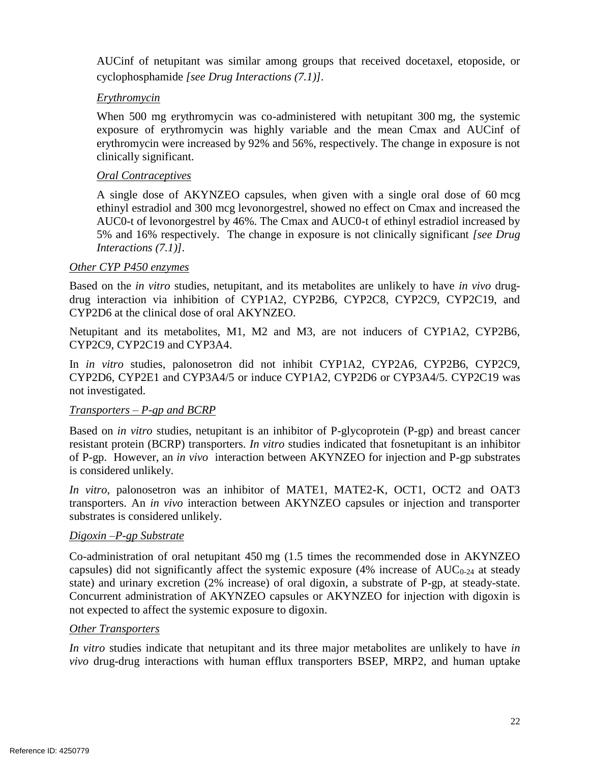AUCinf of netupitant was similar among groups that received docetaxel, etoposide, or cyclophosphamide *[see Drug Interactions (7.1)]*.

*Erythromycin*

When 500 mg erythromycin was co-administered with netupitant 300 mg, the systemic exposure of erythromycin was highly variable and the mean Cmax and AUCinf of erythromycin were increased by 92% and 56%, respectively. The change in exposure is not clinically significant.

*Oral Contraceptives*

A single dose of AKYNZEO capsules, when given with a single oral dose of 60 mcg ethinyl estradiol and 300 mcg levonorgestrel, showed no effect on Cmax and increased the AUC0-t of levonorgestrel by 46%. The Cmax and AUC0-t of ethinyl estradiol increased by 5% and 16% respectively. The change in exposure is not clinically significant *[see Drug Interactions (7.1)]*.

*Other CYP P450 enzymes*

Based on the *in vitro* studies, netupitant, and its metabolites are unlikely to have *in vivo* drug-drug interaction via inhibition of CYP1A2, CYP2B6, CYP2C8, CYP2C9, CYP2C19, and CYP2D6 at the clinical dose of oral AKYNZEO.

Netupitant and its metabolites, M1, M2 and M3, are not inducers of CYP1A2, CYP2B6, CYP2C9, CYP2C19 and CYP3A4.

In *in vitro* studies, palonosetron did not inhibit CYP1A2, CYP2A6, CYP2B6, CYP2C9, CYP2D6, CYP2E1 and CYP3A4/5 or induce CYP1A2, CYP2D6 or CYP3A4/5. CYP2C19 was not investigated.

*Transporters – P-gp and BCRP*

Based on *in vitro* studies, netupitant is an inhibitor of P-glycoprotein (P-gp) and breast cancer resistant protein (BCRP) transporters. *In vitro* studies indicated that fosnetupitant is an inhibitor of P-gp. However, an *in vivo* interaction between AKYNZEO for injection and P-gp substrates is considered unlikely.

*In vitro*, palonosetron was an inhibitor of MATE1, MATE2-K, OCT1, OCT2 and OAT3 transporters. An *in vivo* interaction between AKYNZEO capsules or injection and transporter substrates is considered unlikely.

*Digoxin –P-gp Substrate*

Co-administration of oral netupitant 450 mg (1.5 times the recommended dose in AKYNZEO capsules) did not significantly affect the systemic exposure (4% increase of $AUC_{0\text{-}24}$ at steady state) and urinary excretion (2% increase) of oral digoxin, a substrate of P-gp, at steady-state. Concurrent administration of AKYNZEO capsules or AKYNZEO for injection with digoxin is not expected to affect the systemic exposure to digoxin.

*Other Transporters*

*In vitro* studies indicate that netupitant and its three major metabolites are unlikely to have *in vivo* drug-drug interactions with human efflux transporters BSEP, MRP2, and human uptake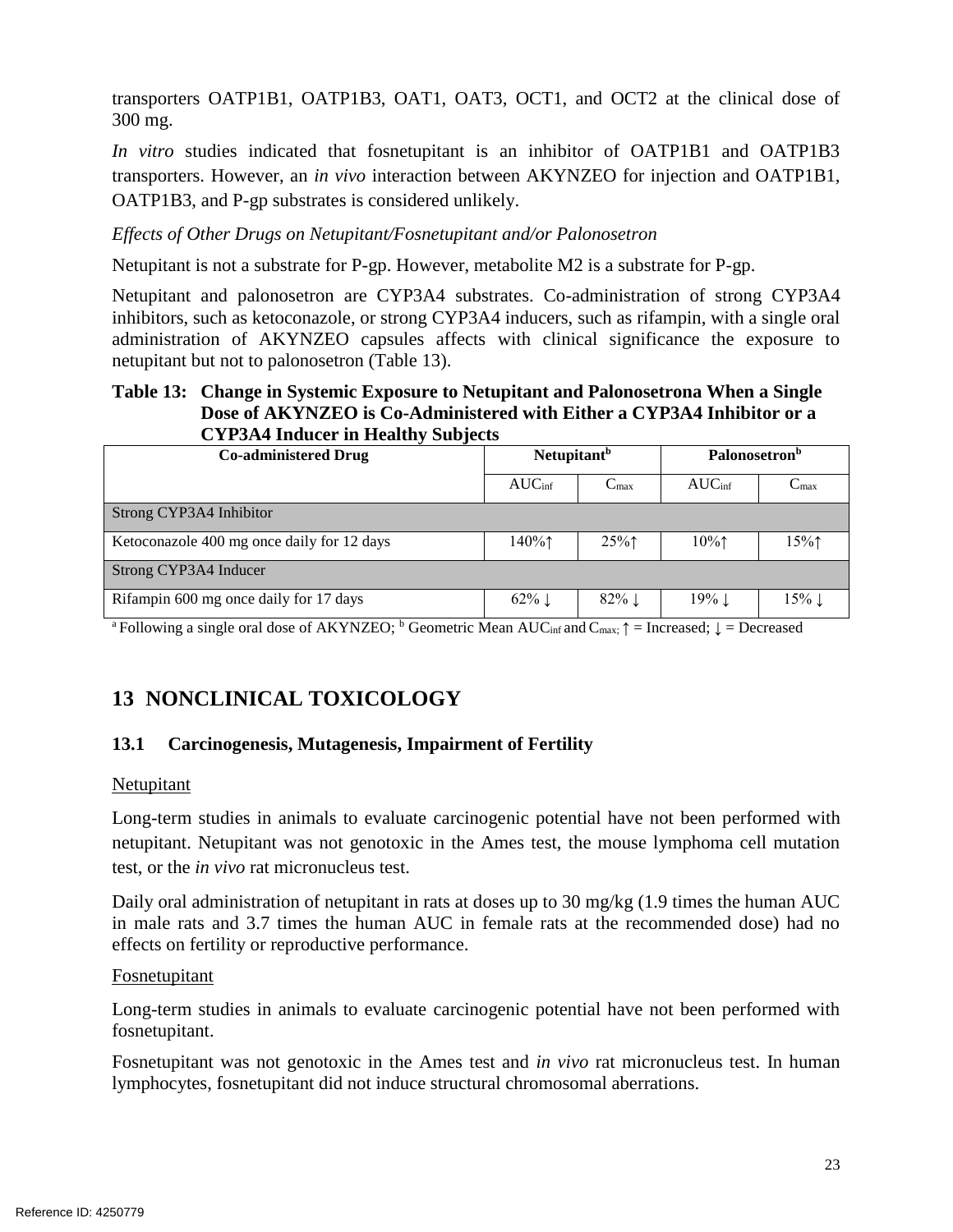transporters OATP1B1, OATP1B3, OAT1, OAT3, OCT1, and OCT2 at the clinical dose of 300 mg.

*In vitro* studies indicated that fosnetupitant is an inhibitor of OATP1B1 and OATP1B3 transporters. However, an *in vivo* interaction between AKYNZEO for injection and OATP1B1, OATP1B3, and P-gp substrates is considered unlikely.

*Effects of Other Drugs on Netupitant/Fosnetupitant and/or Palonosetron*

Netupitant is not a substrate for P-gp. However, metabolite M2 is a substrate for P-gp.

Netupitant and palonosetron are CYP3A4 substrates. Co-administration of strong CYP3A4 inhibitors, such as ketoconazole, or strong CYP3A4 inducers, such as rifampin, with a single oral administration of AKYNZEO capsules affects with clinical significance the exposure to netupitant but not to palonosetron (Table 13).

**Table 13: Change in Systemic Exposure to Netupitant and Palonosetron[a] When a Single Dose of AKYNZEO is Co-Administered with Either a CYP3A4 Inhibitor or a CYP3A4 Inducer in Healthy Subjects**

| Co-administered Drug | Netupitant[b] | | Palonosetron[b] | |
|---|---|---|---|---|
| | $AUC_{inf}$ | $C_{max}$ | $AUC_{inf}$ | $C_{max}$ |
| Strong CYP3A4 Inhibitor | | | | |
| Ketoconazole 400 mg once daily for 12 days | 140%↑ | 25%↑ | 10%↑ | 15%↑ |
| Strong CYP3A4 Inducer | | | | |
| Rifampin 600 mg once daily for 17 days | 62% ↓ | 82% ↓ | 19% ↓ | 15% ↓ |

[a] Following a single oral dose of AKYNZEO; [b] Geometric Mean $AUC_{inf}$ and $C_{max}$; ↑ = Increased; ↓ = Decreased

## 13 NONCLINICAL TOXICOLOGY

### 13.1 Carcinogenesis, Mutagenesis, Impairment of Fertility

Netupitant

Long-term studies in animals to evaluate carcinogenic potential have not been performed with netupitant. Netupitant was not genotoxic in the Ames test, the mouse lymphoma cell mutation test, or the *in vivo* rat micronucleus test.

Daily oral administration of netupitant in rats at doses up to 30 mg/kg (1.9 times the human AUC in male rats and 3.7 times the human AUC in female rats at the recommended dose) had no effects on fertility or reproductive performance.

Fosnetupitant

Long-term studies in animals to evaluate carcinogenic potential have not been performed with fosnetupitant.

Fosnetupitant was not genotoxic in the Ames test and *in vivo* rat micronucleus test. In human lymphocytes, fosnetupitant did not induce structural chromosomal aberrations.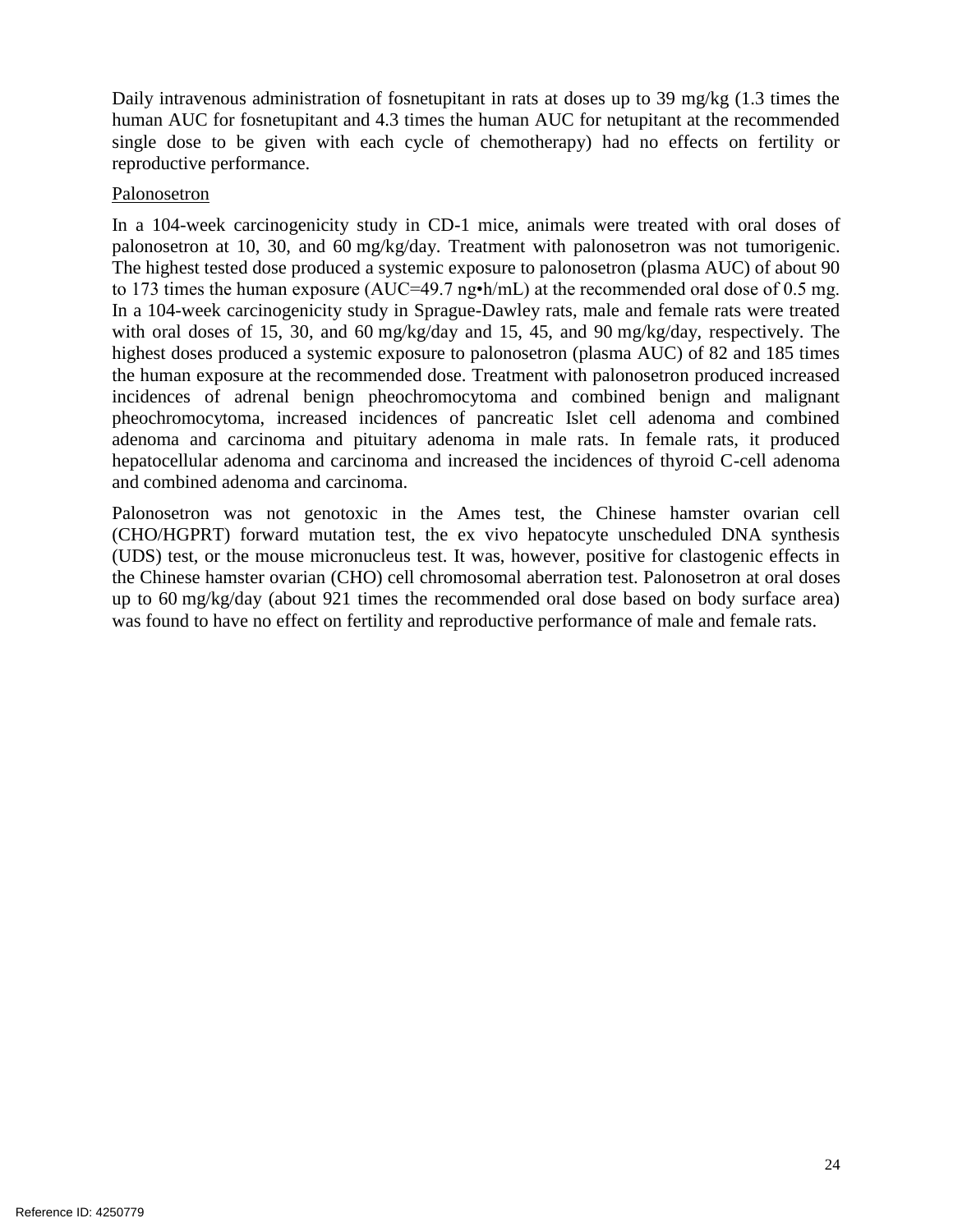Daily intravenous administration of fosnetupitant in rats at doses up to 39 mg/kg (1.3 times the human AUC for fosnetupitant and 4.3 times the human AUC for netupitant at the recommended single dose to be given with each cycle of chemotherapy) had no effects on fertility or reproductive performance.

Palonosetron

In a 104-week carcinogenicity study in CD-1 mice, animals were treated with oral doses of palonosetron at 10, 30, and 60 mg/kg/day. Treatment with palonosetron was not tumorigenic. The highest tested dose produced a systemic exposure to palonosetron (plasma AUC) of about 90 to 173 times the human exposure (AUC=49.7 ng•h/mL) at the recommended oral dose of 0.5 mg. In a 104-week carcinogenicity study in Sprague-Dawley rats, male and female rats were treated with oral doses of 15, 30, and 60 mg/kg/day and 15, 45, and 90 mg/kg/day, respectively. The highest doses produced a systemic exposure to palonosetron (plasma AUC) of 82 and 185 times the human exposure at the recommended dose. Treatment with palonosetron produced increased incidences of adrenal benign pheochromocytoma and combined benign and malignant pheochromocytoma, increased incidences of pancreatic Islet cell adenoma and combined adenoma and carcinoma and pituitary adenoma in male rats. In female rats, it produced hepatocellular adenoma and carcinoma and increased the incidences of thyroid C-cell adenoma and combined adenoma and carcinoma.

Palonosetron was not genotoxic in the Ames test, the Chinese hamster ovarian cell (CHO/HGPRT) forward mutation test, the ex vivo hepatocyte unscheduled DNA synthesis (UDS) test, or the mouse micronucleus test. It was, however, positive for clastogenic effects in the Chinese hamster ovarian (CHO) cell chromosomal aberration test. Palonosetron at oral doses up to 60 mg/kg/day (about 921 times the recommended oral dose based on body surface area) was found to have no effect on fertility and reproductive performance of male and female rats.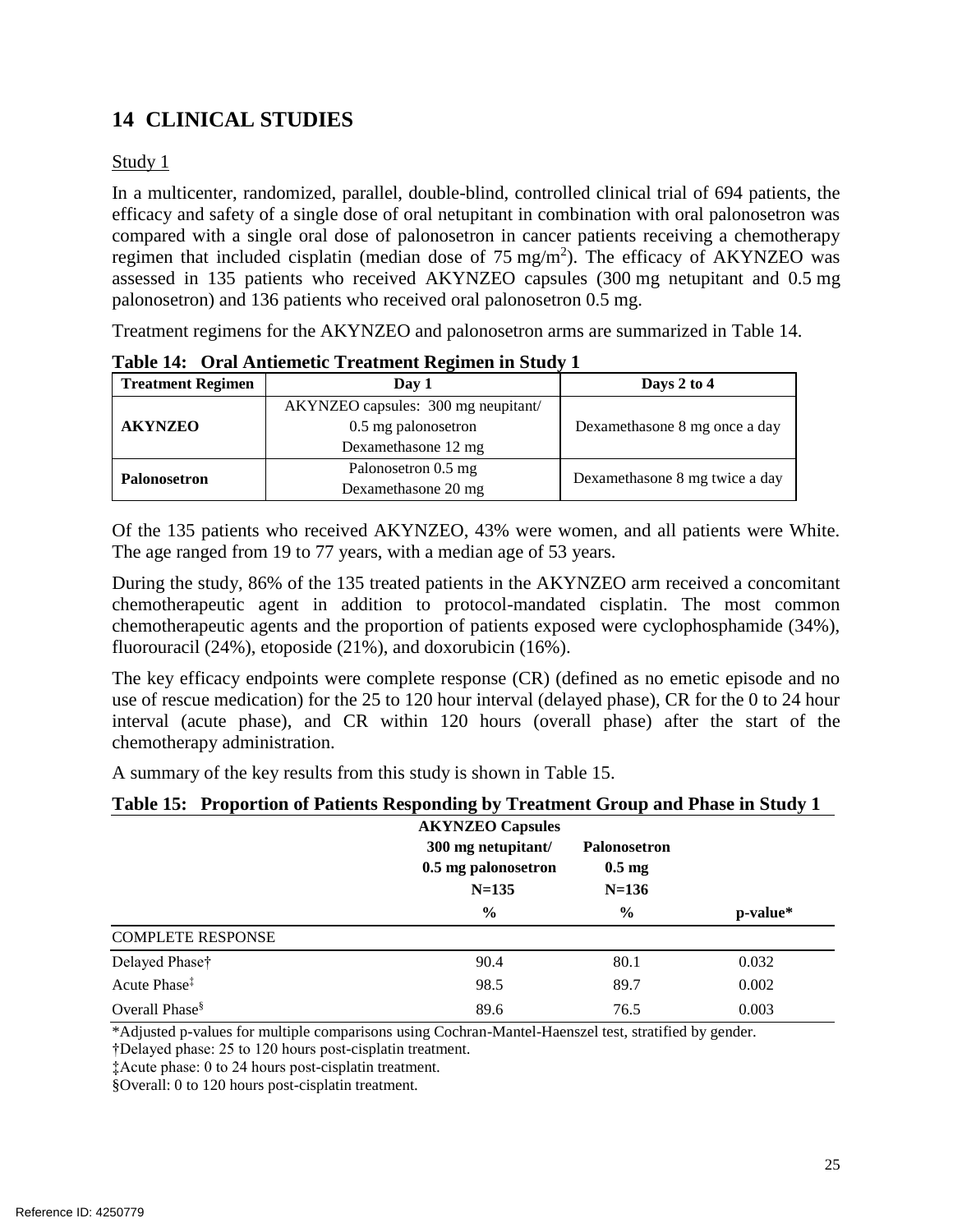## 14 CLINICAL STUDIES

Study 1

In a multicenter, randomized, parallel, double-blind, controlled clinical trial of 694 patients, the efficacy and safety of a single dose of oral netupitant in combination with oral palonosetron was compared with a single oral dose of palonosetron in cancer patients receiving a chemotherapy regimen that included cisplatin (median dose of 75 mg/m$^2$). The efficacy of AKYNZEO was assessed in 135 patients who received AKYNZEO capsules (300 mg netupitant and 0.5 mg palonosetron) and 136 patients who received oral palonosetron 0.5 mg.

Treatment regimens for the AKYNZEO and palonosetron arms are summarized in Table 14.

**Table 14: Oral Antiemetic Treatment Regimen in Study 1**

| Treatment Regimen | Day 1 | Days 2 to 4 |
|---|---|---|
| **AKYNZEO** | AKYNZEO capsules: 300 mg neupitant/ 0.5 mg palonosetron Dexamethasone 12 mg | Dexamethasone 8 mg once a day |
| **Palonosetron** | Palonosetron 0.5 mg Dexamethasone 20 mg | Dexamethasone 8 mg twice a day |

Of the 135 patients who received AKYNZEO, 43% were women, and all patients were White. The age ranged from 19 to 77 years, with a median age of 53 years.

During the study, 86% of the 135 treated patients in the AKYNZEO arm received a concomitant chemotherapeutic agent in addition to protocol-mandated cisplatin. The most common chemotherapeutic agents and the proportion of patients exposed were cyclophosphamide (34%), fluorouracil (24%), etoposide (21%), and doxorubicin (16%).

The key efficacy endpoints were complete response (CR) (defined as no emetic episode and no use of rescue medication) for the 25 to 120 hour interval (delayed phase), CR for the 0 to 24 hour interval (acute phase), and CR within 120 hours (overall phase) after the start of the chemotherapy administration.

A summary of the key results from this study is shown in Table 15.

**Table 15: Proportion of Patients Responding by Treatment Group and Phase in Study 1**

| | AKYNZEO Capsules 300 mg netupitant/ 0.5 mg palonosetron N=135 % | Palonosetron 0.5 mg N=136 % | p-value* |
|---|---|---|---|
| COMPLETE RESPONSE | | | |
| Delayed Phase† | 90.4 | 80.1 | 0.032 |
| Acute Phase‡ | 98.5 | 89.7 | 0.002 |
| Overall Phase§ | 89.6 | 76.5 | 0.003 |

*Adjusted p-values for multiple comparisons using Cochran-Mantel-Haenszel test, stratified by gender.

†Delayed phase: 25 to 120 hours post-cisplatin treatment.

‡Acute phase: 0 to 24 hours post-cisplatin treatment.

§Overall: 0 to 120 hours post-cisplatin treatment.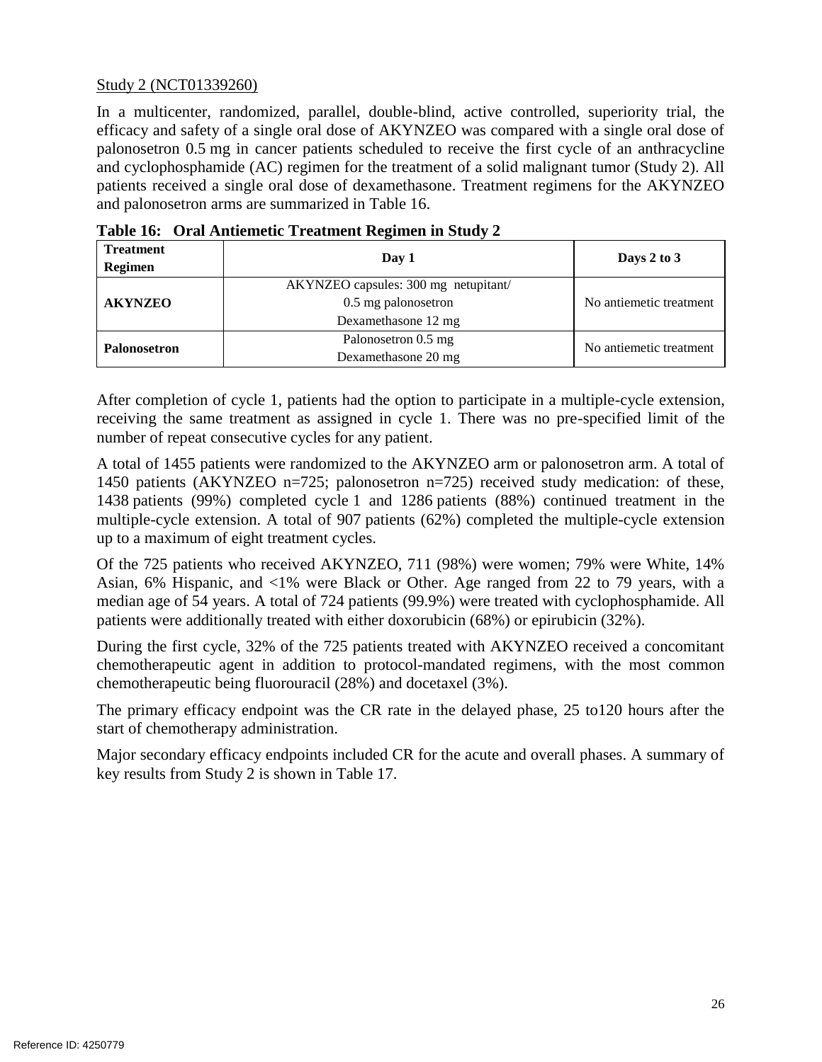Study 2 (NCT01339260)

In a multicenter, randomized, parallel, double-blind, active controlled, superiority trial, the efficacy and safety of a single oral dose of AKYNZEO was compared with a single oral dose of palonosetron 0.5 mg in cancer patients scheduled to receive the first cycle of an anthracycline and cyclophosphamide (AC) regimen for the treatment of a solid malignant tumor (Study 2). All patients received a single oral dose of dexamethasone. Treatment regimens for the AKYNZEO and palonosetron arms are summarized in Table 16.

**Table 16: Oral Antiemetic Treatment Regimen in Study 2**

| Treatment Regimen | Day 1 | Days 2 to 3 |
|---|---|---|
| **AKYNZEO** | AKYNZEO capsules: 300 mg netupitant/ 0.5 mg palonosetron<br>Dexamethasone 12 mg | No antiemetic treatment |
| **Palonosetron** | Palonosetron 0.5 mg<br>Dexamethasone 20 mg | No antiemetic treatment |

After completion of cycle 1, patients had the option to participate in a multiple-cycle extension, receiving the same treatment as assigned in cycle 1. There was no pre-specified limit of the number of repeat consecutive cycles for any patient.

A total of 1455 patients were randomized to the AKYNZEO arm or palonosetron arm. A total of 1450 patients (AKYNZEO n=725; palonosetron n=725) received study medication: of these, 1438 patients (99%) completed cycle 1 and 1286 patients (88%) continued treatment in the multiple-cycle extension. A total of 907 patients (62%) completed the multiple-cycle extension up to a maximum of eight treatment cycles.

Of the 725 patients who received AKYNZEO, 711 (98%) were women; 79% were White, 14% Asian, 6% Hispanic, and <1% were Black or Other. Age ranged from 22 to 79 years, with a median age of 54 years. A total of 724 patients (99.9%) were treated with cyclophosphamide. All patients were additionally treated with either doxorubicin (68%) or epirubicin (32%).

During the first cycle, 32% of the 725 patients treated with AKYNZEO received a concomitant chemotherapeutic agent in addition to protocol-mandated regimens, with the most common chemotherapeutic being fluorouracil (28%) and docetaxel (3%).

The primary efficacy endpoint was the CR rate in the delayed phase, 25 to120 hours after the start of chemotherapy administration.

Major secondary efficacy endpoints included CR for the acute and overall phases. A summary of key results from Study 2 is shown in Table 17.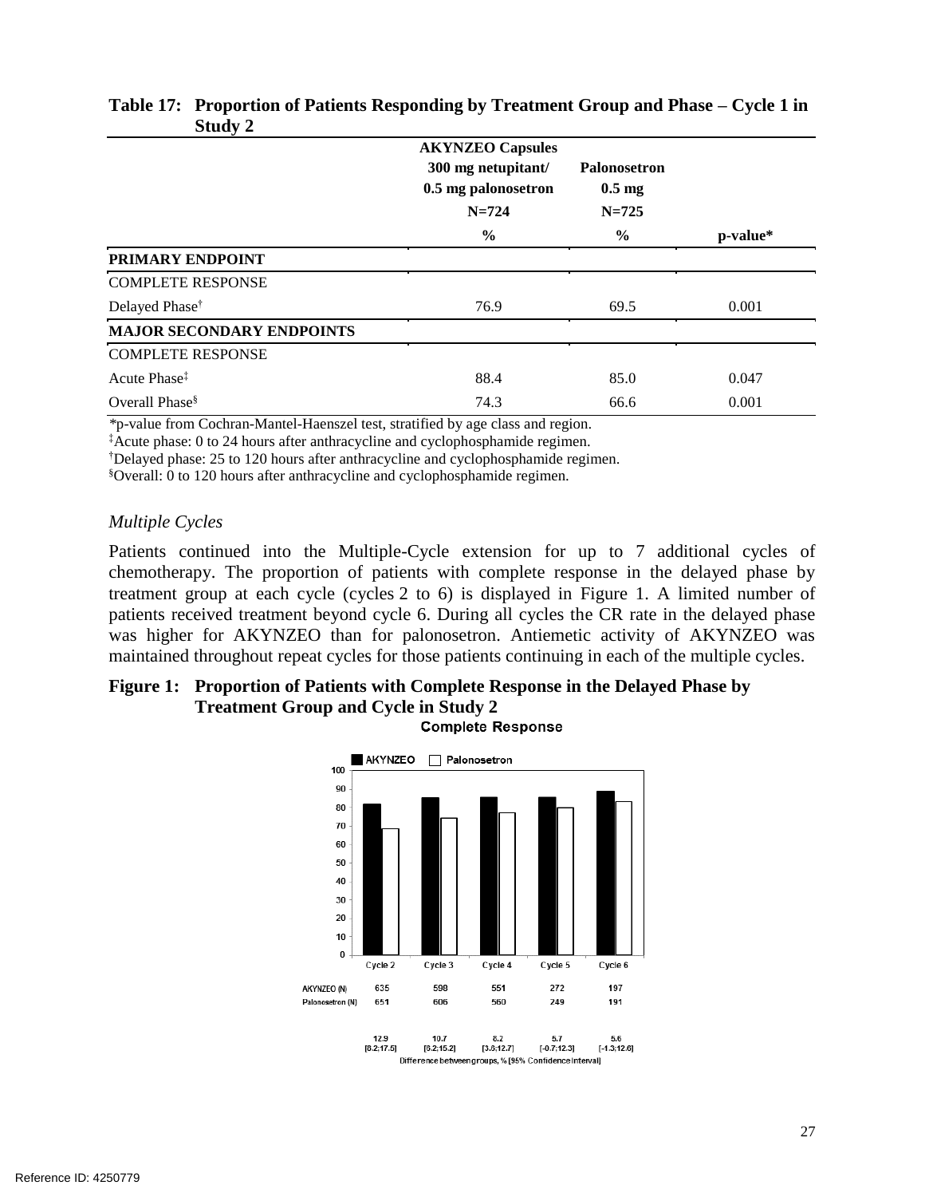**Table 17: Proportion of Patients Responding by Treatment Group and Phase – Cycle 1 in Study 2**

| | AKYNZEO Capsules 300 mg netupitant/ 0.5 mg palonosetron N=724 | Palonosetron 0.5 mg N=725 | |
|---|---|---|---|
| | % | % | p-value* |
| **PRIMARY ENDPOINT** | | | |
| COMPLETE RESPONSE | | | |
| Delayed Phase† | 76.9 | 69.5 | 0.001 |
| **MAJOR SECONDARY ENDPOINTS** | | | |
| COMPLETE RESPONSE | | | |
| Acute Phase‡ | 88.4 | 85.0 | 0.047 |
| Overall Phase§ | 74.3 | 66.6 | 0.001 |

*p-value from Cochran-Mantel-Haenszel test, stratified by age class and region.
‡Acute phase: 0 to 24 hours after anthracycline and cyclophosphamide regimen.
†Delayed phase: 25 to 120 hours after anthracycline and cyclophosphamide regimen.
§Overall: 0 to 120 hours after anthracycline and cyclophosphamide regimen.

*Multiple Cycles*

Patients continued into the Multiple-Cycle extension for up to 7 additional cycles of chemotherapy. The proportion of patients with complete response in the delayed phase by treatment group at each cycle (cycles 2 to 6) is displayed in Figure 1. A limited number of patients received treatment beyond cycle 6. During all cycles the CR rate in the delayed phase was higher for AKYNZEO than for palonosetron. Antiemetic activity of AKYNZEO was maintained throughout repeat cycles for those patients continuing in each of the multiple cycles.

**Figure 1: Proportion of Patients with Complete Response in the Delayed Phase by Treatment Group and Cycle in Study 2**

Complete Response

| | Cycle 2 | Cycle 3 | Cycle 4 | Cycle 5 | Cycle 6 |
|---|---|---|---|---|---|
| AKYNZEO (N) | 635 | 598 | 551 | 272 | 197 |
| Palonosetron (N) | 651 | 606 | 560 | 249 | 191 |
| Difference between groups, % [95% Confidence Interval] | 12.9 [8.2;17.5] | 10.7 [6.2;15.2] | 8.2 [3.6;12.7] | 5.7 [-0.7;12.3] | 5.6 [-1.3;12.6] |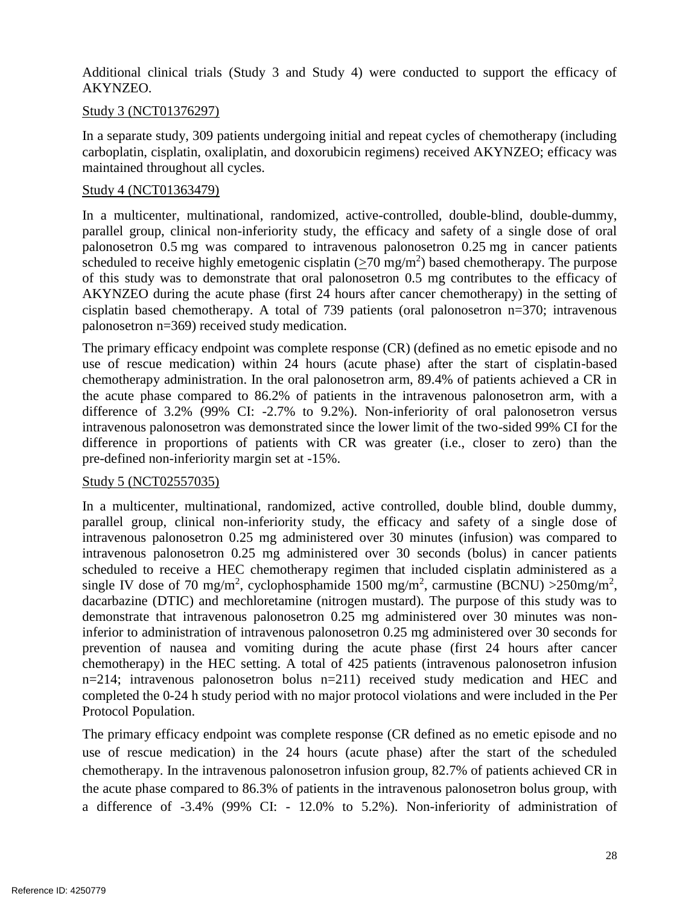Additional clinical trials (Study 3 and Study 4) were conducted to support the efficacy of AKYNZEO.

Study 3 (NCT01376297)

In a separate study, 309 patients undergoing initial and repeat cycles of chemotherapy (including carboplatin, cisplatin, oxaliplatin, and doxorubicin regimens) received AKYNZEO; efficacy was maintained throughout all cycles.

Study 4 (NCT01363479)

In a multicenter, multinational, randomized, active-controlled, double-blind, double-dummy, parallel group, clinical non-inferiority study, the efficacy and safety of a single dose of oral palonosetron 0.5 mg was compared to intravenous palonosetron 0.25 mg in cancer patients scheduled to receive highly emetogenic cisplatin (≥70 mg/m$^2$) based chemotherapy. The purpose of this study was to demonstrate that oral palonosetron 0.5 mg contributes to the efficacy of AKYNZEO during the acute phase (first 24 hours after cancer chemotherapy) in the setting of cisplatin based chemotherapy. A total of 739 patients (oral palonosetron n=370; intravenous palonosetron n=369) received study medication.

The primary efficacy endpoint was complete response (CR) (defined as no emetic episode and no use of rescue medication) within 24 hours (acute phase) after the start of cisplatin-based chemotherapy administration. In the oral palonosetron arm, 89.4% of patients achieved a CR in the acute phase compared to 86.2% of patients in the intravenous palonosetron arm, with a difference of 3.2% (99% CI: -2.7% to 9.2%). Non-inferiority of oral palonosetron versus intravenous palonosetron was demonstrated since the lower limit of the two-sided 99% CI for the difference in proportions of patients with CR was greater (i.e., closer to zero) than the pre-defined non-inferiority margin set at -15%.

Study 5 (NCT02557035)

In a multicenter, multinational, randomized, active controlled, double blind, double dummy, parallel group, clinical non-inferiority study, the efficacy and safety of a single dose of intravenous palonosetron 0.25 mg administered over 30 minutes (infusion) was compared to intravenous palonosetron 0.25 mg administered over 30 seconds (bolus) in cancer patients scheduled to receive a HEC chemotherapy regimen that included cisplatin administered as a single IV dose of 70 mg/m$^2$, cyclophosphamide 1500 mg/m$^2$, carmustine (BCNU) >250mg/m$^2$, dacarbazine (DTIC) and mechloretamine (nitrogen mustard). The purpose of this study was to demonstrate that intravenous palonosetron 0.25 mg administered over 30 minutes was non-inferior to administration of intravenous palonosetron 0.25 mg administered over 30 seconds for prevention of nausea and vomiting during the acute phase (first 24 hours after cancer chemotherapy) in the HEC setting. A total of 425 patients (intravenous palonosetron infusion n=214; intravenous palonosetron bolus n=211) received study medication and HEC and completed the 0-24 h study period with no major protocol violations and were included in the Per Protocol Population.

The primary efficacy endpoint was complete response (CR defined as no emetic episode and no use of rescue medication) in the 24 hours (acute phase) after the start of the scheduled chemotherapy. In the intravenous palonosetron infusion group, 82.7% of patients achieved CR in the acute phase compared to 86.3% of patients in the intravenous palonosetron bolus group, with a difference of -3.4% (99% CI: - 12.0% to 5.2%). Non-inferiority of administration of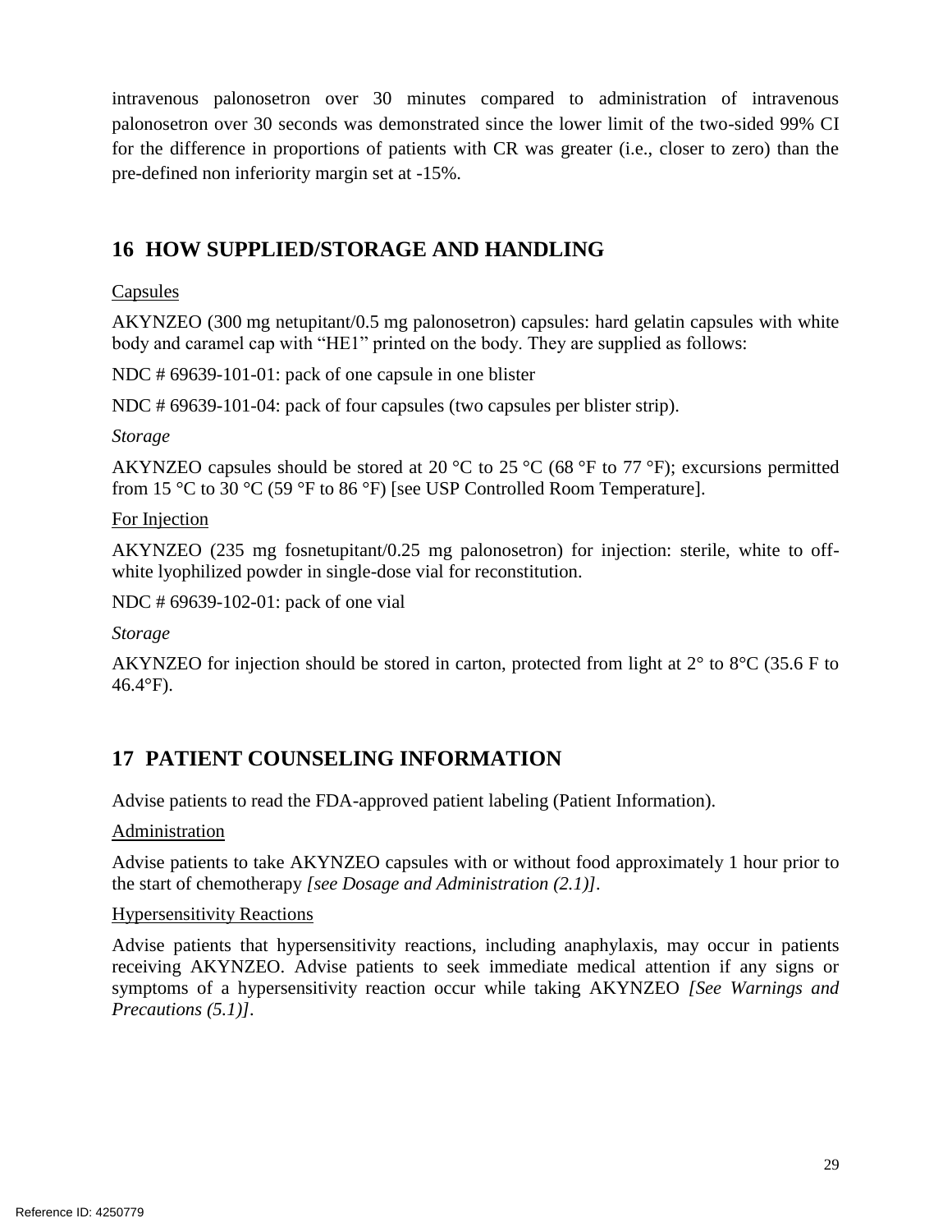intravenous palonosetron over 30 minutes compared to administration of intravenous palonosetron over 30 seconds was demonstrated since the lower limit of the two-sided 99% CI for the difference in proportions of patients with CR was greater (i.e., closer to zero) than the pre-defined non inferiority margin set at -15%.

## 16 HOW SUPPLIED/STORAGE AND HANDLING

Capsules

AKYNZEO (300 mg netupitant/0.5 mg palonosetron) capsules: hard gelatin capsules with white body and caramel cap with "HE1" printed on the body. They are supplied as follows:

NDC # 69639-101-01: pack of one capsule in one blister

NDC # 69639-101-04: pack of four capsules (two capsules per blister strip).

*Storage*

AKYNZEO capsules should be stored at 20 °C to 25 °C (68 °F to 77 °F); excursions permitted from 15 °C to 30 °C (59 °F to 86 °F) [see USP Controlled Room Temperature].

For Injection

AKYNZEO (235 mg fosnetupitant/0.25 mg palonosetron) for injection: sterile, white to off-white lyophilized powder in single-dose vial for reconstitution.

NDC # 69639-102-01: pack of one vial

*Storage*

AKYNZEO for injection should be stored in carton, protected from light at 2° to 8°C (35.6 F to 46.4°F).

## 17 PATIENT COUNSELING INFORMATION

Advise patients to read the FDA-approved patient labeling (Patient Information).

Administration

Advise patients to take AKYNZEO capsules with or without food approximately 1 hour prior to the start of chemotherapy *[see Dosage and Administration (2.1)]*.

Hypersensitivity Reactions

Advise patients that hypersensitivity reactions, including anaphylaxis, may occur in patients receiving AKYNZEO. Advise patients to seek immediate medical attention if any signs or symptoms of a hypersensitivity reaction occur while taking AKYNZEO *[See Warnings and Precautions (5.1)]*.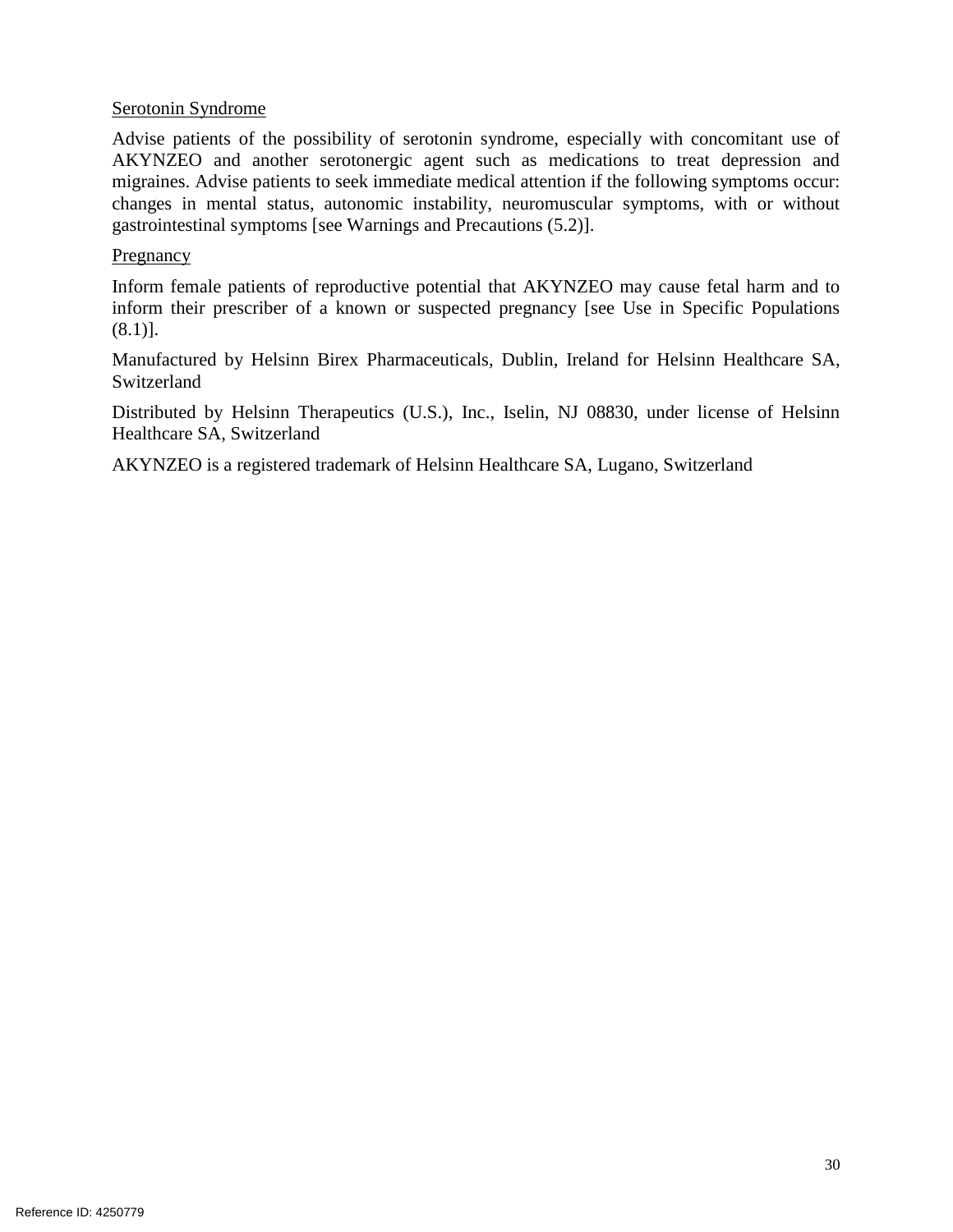Serotonin Syndrome

Advise patients of the possibility of serotonin syndrome, especially with concomitant use of AKYNZEO and another serotonergic agent such as medications to treat depression and migraines. Advise patients to seek immediate medical attention if the following symptoms occur: changes in mental status, autonomic instability, neuromuscular symptoms, with or without gastrointestinal symptoms [see Warnings and Precautions (5.2)].

Pregnancy

Inform female patients of reproductive potential that AKYNZEO may cause fetal harm and to inform their prescriber of a known or suspected pregnancy [see Use in Specific Populations (8.1)].

Manufactured by Helsinn Birex Pharmaceuticals, Dublin, Ireland for Helsinn Healthcare SA, Switzerland

Distributed by Helsinn Therapeutics (U.S.), Inc., Iselin, NJ 08830, under license of Helsinn Healthcare SA, Switzerland

AKYNZEO is a registered trademark of Helsinn Healthcare SA, Lugano, Switzerland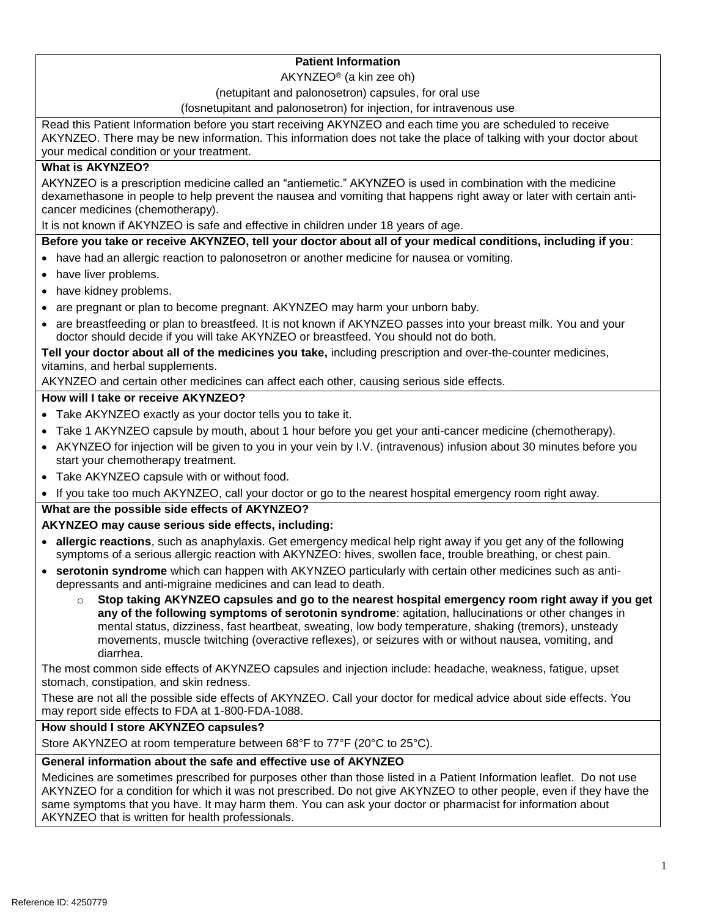## Patient Information

AKYNZEO® (a kin zee oh)

(netupitant and palonosetron) capsules, for oral use

(fosnetupitant and palonosetron) for injection, for intravenous use

Read this Patient Information before you start receiving AKYNZEO and each time you are scheduled to receive AKYNZEO. There may be new information. This information does not take the place of talking with your doctor about your medical condition or your treatment.

**What is AKYNZEO?**

AKYNZEO is a prescription medicine called an "antiemetic." AKYNZEO is used in combination with the medicine dexamethasone in people to help prevent the nausea and vomiting that happens right away or later with certain anti-cancer medicines (chemotherapy).

It is not known if AKYNZEO is safe and effective in children under 18 years of age.

**Before you take or receive AKYNZEO, tell your doctor about all of your medical conditions, including if you**:

- have had an allergic reaction to palonosetron or another medicine for nausea or vomiting.
- have liver problems.
- have kidney problems.
- are pregnant or plan to become pregnant. AKYNZEO may harm your unborn baby.
- are breastfeeding or plan to breastfeed. It is not known if AKYNZEO passes into your breast milk. You and your doctor should decide if you will take AKYNZEO or breastfeed. You should not do both.

**Tell your doctor about all of the medicines you take,** including prescription and over-the-counter medicines, vitamins, and herbal supplements.

AKYNZEO and certain other medicines can affect each other, causing serious side effects.

**How will I take or receive AKYNZEO?**

- Take AKYNZEO exactly as your doctor tells you to take it.
- Take 1 AKYNZEO capsule by mouth, about 1 hour before you get your anti-cancer medicine (chemotherapy).
- AKYNZEO for injection will be given to you in your vein by I.V. (intravenous) infusion about 30 minutes before you start your chemotherapy treatment.
- Take AKYNZEO capsule with or without food.
- If you take too much AKYNZEO, call your doctor or go to the nearest hospital emergency room right away.

**What are the possible side effects of AKYNZEO?**

**AKYNZEO may cause serious side effects, including:**

- **allergic reactions**, such as anaphylaxis. Get emergency medical help right away if you get any of the following symptoms of a serious allergic reaction with AKYNZEO: hives, swollen face, trouble breathing, or chest pain.
- **serotonin syndrome** which can happen with AKYNZEO particularly with certain other medicines such as anti-depressants and anti-migraine medicines and can lead to death.
  - **Stop taking AKYNZEO capsules and go to the nearest hospital emergency room right away if you get any of the following symptoms of serotonin syndrome**: agitation, hallucinations or other changes in mental status, dizziness, fast heartbeat, sweating, low body temperature, shaking (tremors), unsteady movements, muscle twitching (overactive reflexes), or seizures with or without nausea, vomiting, and diarrhea.

The most common side effects of AKYNZEO capsules and injection include: headache, weakness, fatigue, upset stomach, constipation, and skin redness.

These are not all the possible side effects of AKYNZEO. Call your doctor for medical advice about side effects. You may report side effects to FDA at 1-800-FDA-1088.

**How should I store AKYNZEO capsules?**

Store AKYNZEO at room temperature between 68°F to 77°F (20°C to 25°C).

**General information about the safe and effective use of AKYNZEO**

Medicines are sometimes prescribed for purposes other than those listed in a Patient Information leaflet. Do not use AKYNZEO for a condition for which it was not prescribed. Do not give AKYNZEO to other people, even if they have the same symptoms that you have. It may harm them. You can ask your doctor or pharmacist for information about AKYNZEO that is written for health professionals.

Reference ID: 4250779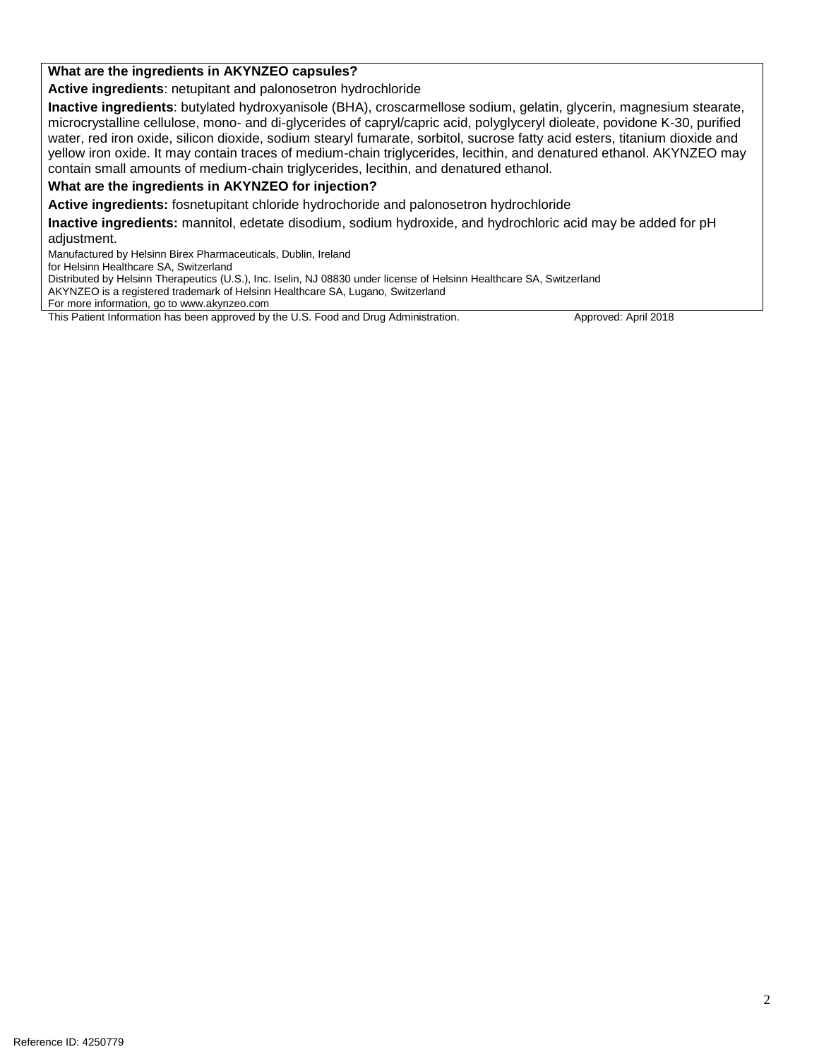**What are the ingredients in AKYNZEO capsules?**

**Active ingredients**: netupitant and palonosetron hydrochloride

**Inactive ingredients**: butylated hydroxyanisole (BHA), croscarmellose sodium, gelatin, glycerin, magnesium stearate, microcrystalline cellulose, mono- and di-glycerides of capryl/capric acid, polyglyceryl dioleate, povidone K-30, purified water, red iron oxide, silicon dioxide, sodium stearyl fumarate, sorbitol, sucrose fatty acid esters, titanium dioxide and yellow iron oxide. It may contain traces of medium-chain triglycerides, lecithin, and denatured ethanol. AKYNZEO may contain small amounts of medium-chain triglycerides, lecithin, and denatured ethanol.

**What are the ingredients in AKYNZEO for injection?**

**Active ingredients:** fosnetupitant chloride hydrochoride and palonosetron hydrochloride

**Inactive ingredients:** mannitol, edetate disodium, sodium hydroxide, and hydrochloric acid may be added for pH adjustment.

Manufactured by Helsinn Birex Pharmaceuticals, Dublin, Ireland
for Helsinn Healthcare SA, Switzerland
Distributed by Helsinn Therapeutics (U.S.), Inc. Iselin, NJ 08830 under license of Helsinn Healthcare SA, Switzerland
AKYNZEO is a registered trademark of Helsinn Healthcare SA, Lugano, Switzerland
For more information, go to www.akynzeo.com

This Patient Information has been approved by the U.S. Food and Drug Administration. Approved: April 2018

Reference ID: 4250779